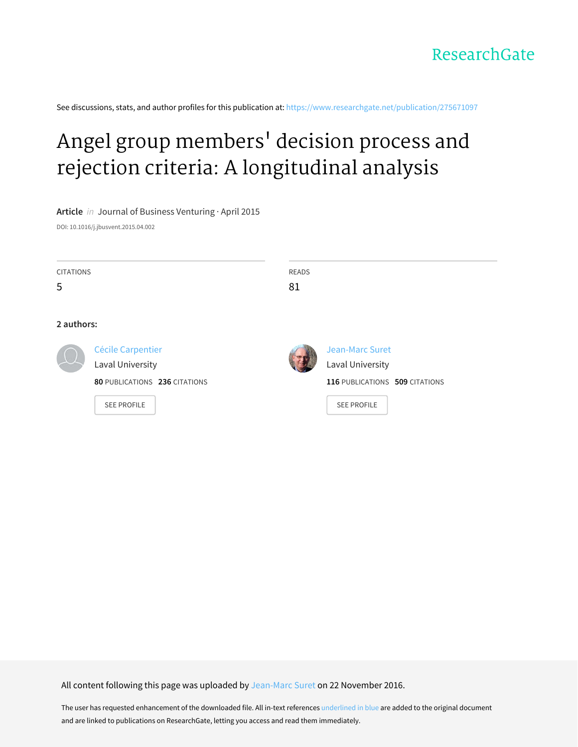ResearchGate

See discussions, stats, and author profiles for this publication at: https://www.researchgate.net/publication/275671097

# Angel group members' decision process and rejection criteria: A longitudinal analysis

**Article** *in* Journal of Business Venturing · April 2015

DOI: 10.1016/j.jbusvent.2015.04.002

| CITATIONS | READS |
|---|---|
| 5 | 81 |

**2 authors:**

Cécile Carpentier
Laval University
**80** PUBLICATIONS **236** CITATIONS
SEE PROFILE

Jean-Marc Suret
Laval University
**116** PUBLICATIONS **509** CITATIONS
SEE PROFILE

All content following this page was uploaded by Jean-Marc Suret on 22 November 2016.

The user has requested enhancement of the downloaded file. All in-text references underlined in blue are added to the original document and are linked to publications on ResearchGate, letting you access and read them immediately.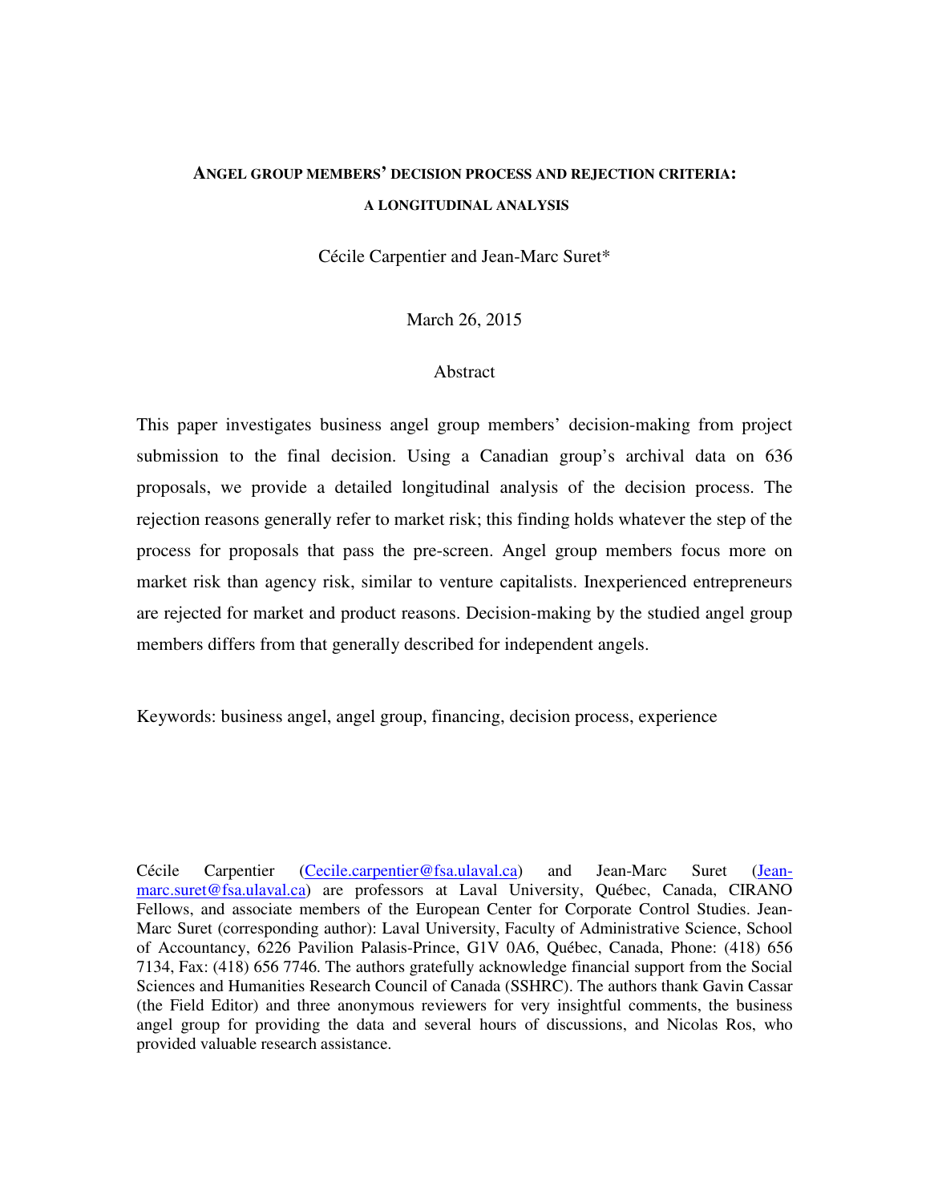# ANGEL GROUP MEMBERS' DECISION PROCESS AND REJECTION CRITERIA: A LONGITUDINAL ANALYSIS

Cécile Carpentier and Jean-Marc Suret*

March 26, 2015

## Abstract

This paper investigates business angel group members' decision-making from project submission to the final decision. Using a Canadian group's archival data on 636 proposals, we provide a detailed longitudinal analysis of the decision process. The rejection reasons generally refer to market risk; this finding holds whatever the step of the process for proposals that pass the pre-screen. Angel group members focus more on market risk than agency risk, similar to venture capitalists. Inexperienced entrepreneurs are rejected for market and product reasons. Decision-making by the studied angel group members differs from that generally described for independent angels.

Keywords: business angel, angel group, financing, decision process, experience

Cécile Carpentier (Cecile.carpentier@fsa.ulaval.ca) and Jean-Marc Suret (Jean-marc.suret@fsa.ulaval.ca) are professors at Laval University, Québec, Canada, CIRANO Fellows, and associate members of the European Center for Corporate Control Studies. Jean-Marc Suret (corresponding author): Laval University, Faculty of Administrative Science, School of Accountancy, 6226 Pavilion Palasis-Prince, G1V 0A6, Québec, Canada, Phone: (418) 656 7134, Fax: (418) 656 7746. The authors gratefully acknowledge financial support from the Social Sciences and Humanities Research Council of Canada (SSHRC). The authors thank Gavin Cassar (the Field Editor) and three anonymous reviewers for very insightful comments, the business angel group for providing the data and several hours of discussions, and Nicolas Ros, who provided valuable research assistance.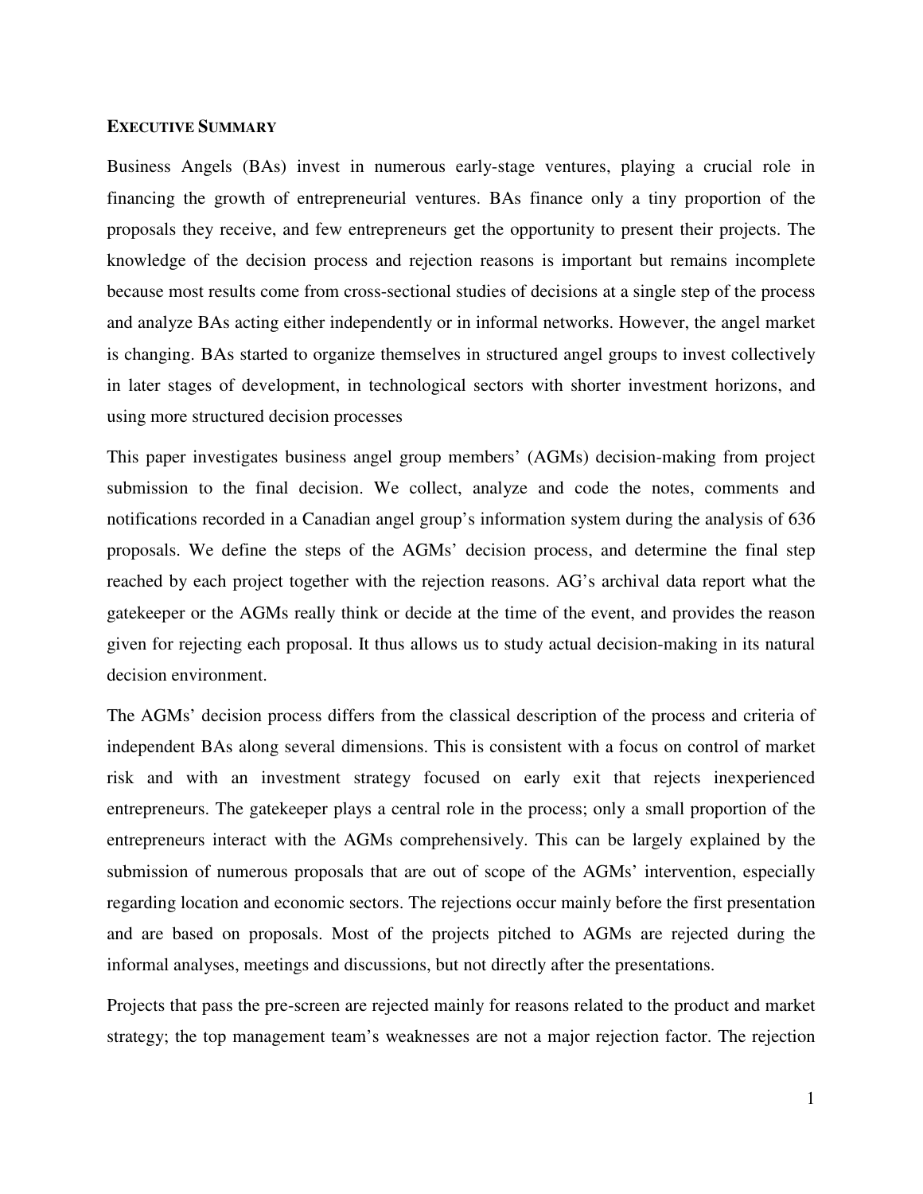## EXECUTIVE SUMMARY

Business Angels (BAs) invest in numerous early-stage ventures, playing a crucial role in financing the growth of entrepreneurial ventures. BAs finance only a tiny proportion of the proposals they receive, and few entrepreneurs get the opportunity to present their projects. The knowledge of the decision process and rejection reasons is important but remains incomplete because most results come from cross-sectional studies of decisions at a single step of the process and analyze BAs acting either independently or in informal networks. However, the angel market is changing. BAs started to organize themselves in structured angel groups to invest collectively in later stages of development, in technological sectors with shorter investment horizons, and using more structured decision processes

This paper investigates business angel group members' (AGMs) decision-making from project submission to the final decision. We collect, analyze and code the notes, comments and notifications recorded in a Canadian angel group's information system during the analysis of 636 proposals. We define the steps of the AGMs' decision process, and determine the final step reached by each project together with the rejection reasons. AG's archival data report what the gatekeeper or the AGMs really think or decide at the time of the event, and provides the reason given for rejecting each proposal. It thus allows us to study actual decision-making in its natural decision environment.

The AGMs' decision process differs from the classical description of the process and criteria of independent BAs along several dimensions. This is consistent with a focus on control of market risk and with an investment strategy focused on early exit that rejects inexperienced entrepreneurs. The gatekeeper plays a central role in the process; only a small proportion of the entrepreneurs interact with the AGMs comprehensively. This can be largely explained by the submission of numerous proposals that are out of scope of the AGMs' intervention, especially regarding location and economic sectors. The rejections occur mainly before the first presentation and are based on proposals. Most of the projects pitched to AGMs are rejected during the informal analyses, meetings and discussions, but not directly after the presentations.

Projects that pass the pre-screen are rejected mainly for reasons related to the product and market strategy; the top management team's weaknesses are not a major rejection factor. The rejection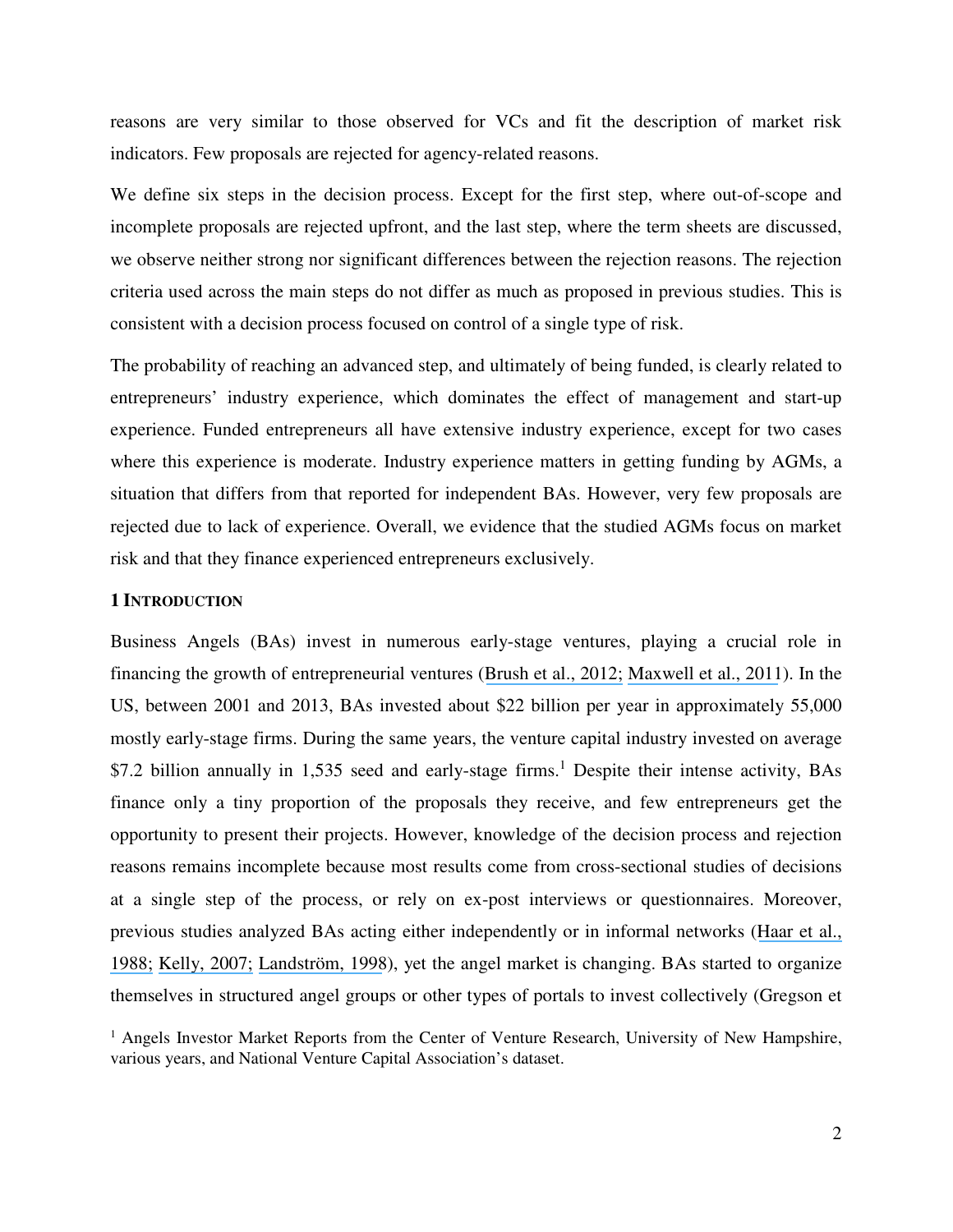reasons are very similar to those observed for VCs and fit the description of market risk indicators. Few proposals are rejected for agency-related reasons.

We define six steps in the decision process. Except for the first step, where out-of-scope and incomplete proposals are rejected upfront, and the last step, where the term sheets are discussed, we observe neither strong nor significant differences between the rejection reasons. The rejection criteria used across the main steps do not differ as much as proposed in previous studies. This is consistent with a decision process focused on control of a single type of risk.

The probability of reaching an advanced step, and ultimately of being funded, is clearly related to entrepreneurs' industry experience, which dominates the effect of management and start-up experience. Funded entrepreneurs all have extensive industry experience, except for two cases where this experience is moderate. Industry experience matters in getting funding by AGMs, a situation that differs from that reported for independent BAs. However, very few proposals are rejected due to lack of experience. Overall, we evidence that the studied AGMs focus on market risk and that they finance experienced entrepreneurs exclusively.

## 1 Introduction

Business Angels (BAs) invest in numerous early-stage ventures, playing a crucial role in financing the growth of entrepreneurial ventures (Brush et al., 2012; Maxwell et al., 2011). In the US, between 2001 and 2013, BAs invested about $22 billion per year in approximately 55,000 mostly early-stage firms. During the same years, the venture capital industry invested on average $7.2 billion annually in 1,535 seed and early-stage firms.[1] Despite their intense activity, BAs finance only a tiny proportion of the proposals they receive, and few entrepreneurs get the opportunity to present their projects. However, knowledge of the decision process and rejection reasons remains incomplete because most results come from cross-sectional studies of decisions at a single step of the process, or rely on ex-post interviews or questionnaires. Moreover, previous studies analyzed BAs acting either independently or in informal networks (Haar et al., 1988; Kelly, 2007; Landström, 1998), yet the angel market is changing. BAs started to organize themselves in structured angel groups or other types of portals to invest collectively (Gregson et

[1] Angels Investor Market Reports from the Center of Venture Research, University of New Hampshire, various years, and National Venture Capital Association's dataset.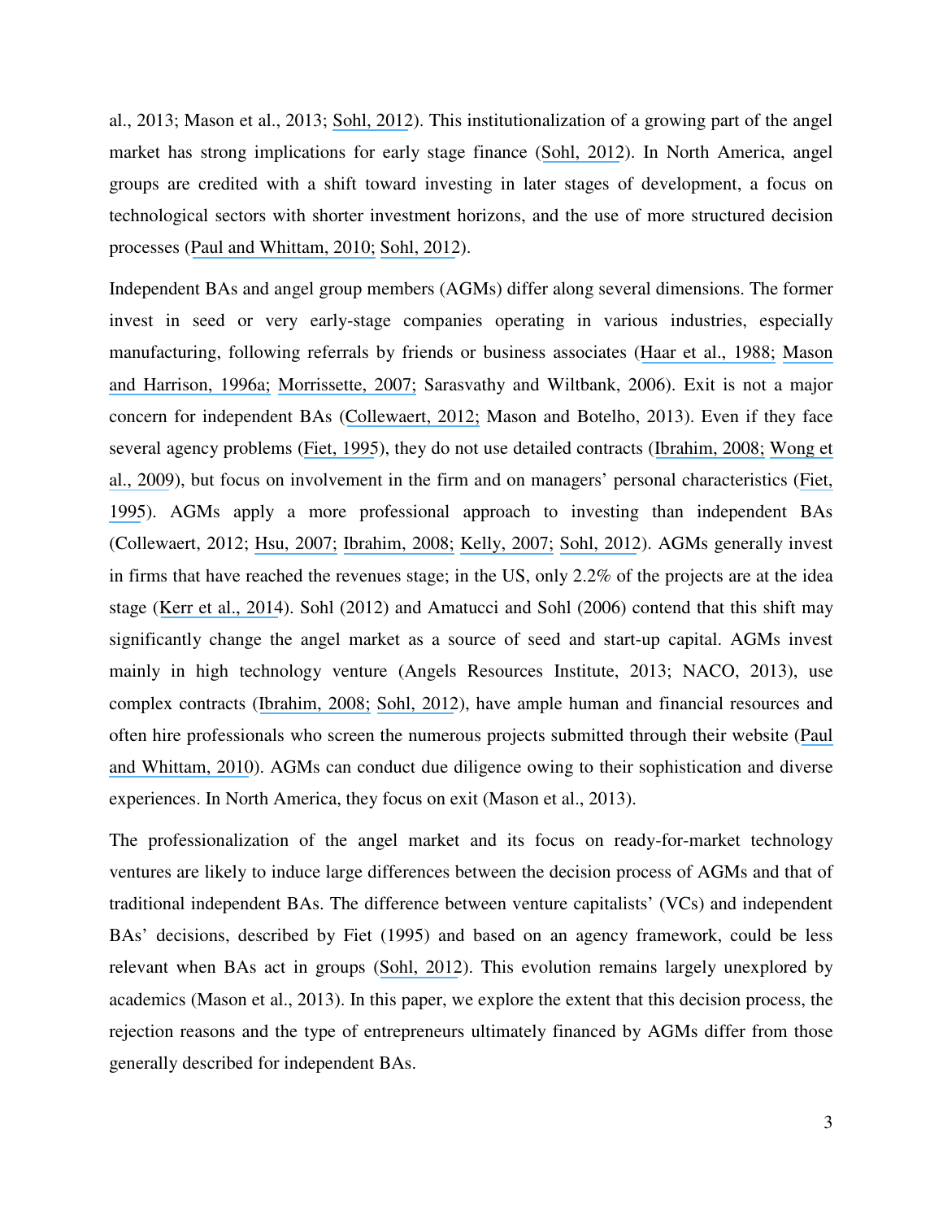al., 2013; Mason et al., 2013; Sohl, 2012). This institutionalization of a growing part of the angel market has strong implications for early stage finance (Sohl, 2012). In North America, angel groups are credited with a shift toward investing in later stages of development, a focus on technological sectors with shorter investment horizons, and the use of more structured decision processes (Paul and Whittam, 2010; Sohl, 2012).

Independent BAs and angel group members (AGMs) differ along several dimensions. The former invest in seed or very early-stage companies operating in various industries, especially manufacturing, following referrals by friends or business associates (Haar et al., 1988; Mason and Harrison, 1996a; Morrissette, 2007; Sarasvathy and Wiltbank, 2006). Exit is not a major concern for independent BAs (Collewaert, 2012; Mason and Botelho, 2013). Even if they face several agency problems (Fiet, 1995), they do not use detailed contracts (Ibrahim, 2008; Wong et al., 2009), but focus on involvement in the firm and on managers' personal characteristics (Fiet, 1995). AGMs apply a more professional approach to investing than independent BAs (Collewaert, 2012; Hsu, 2007; Ibrahim, 2008; Kelly, 2007; Sohl, 2012). AGMs generally invest in firms that have reached the revenues stage; in the US, only 2.2% of the projects are at the idea stage (Kerr et al., 2014). Sohl (2012) and Amatucci and Sohl (2006) contend that this shift may significantly change the angel market as a source of seed and start-up capital. AGMs invest mainly in high technology venture (Angels Resources Institute, 2013; NACO, 2013), use complex contracts (Ibrahim, 2008; Sohl, 2012), have ample human and financial resources and often hire professionals who screen the numerous projects submitted through their website (Paul and Whittam, 2010). AGMs can conduct due diligence owing to their sophistication and diverse experiences. In North America, they focus on exit (Mason et al., 2013).

The professionalization of the angel market and its focus on ready-for-market technology ventures are likely to induce large differences between the decision process of AGMs and that of traditional independent BAs. The difference between venture capitalists' (VCs) and independent BAs' decisions, described by Fiet (1995) and based on an agency framework, could be less relevant when BAs act in groups (Sohl, 2012). This evolution remains largely unexplored by academics (Mason et al., 2013). In this paper, we explore the extent that this decision process, the rejection reasons and the type of entrepreneurs ultimately financed by AGMs differ from those generally described for independent BAs.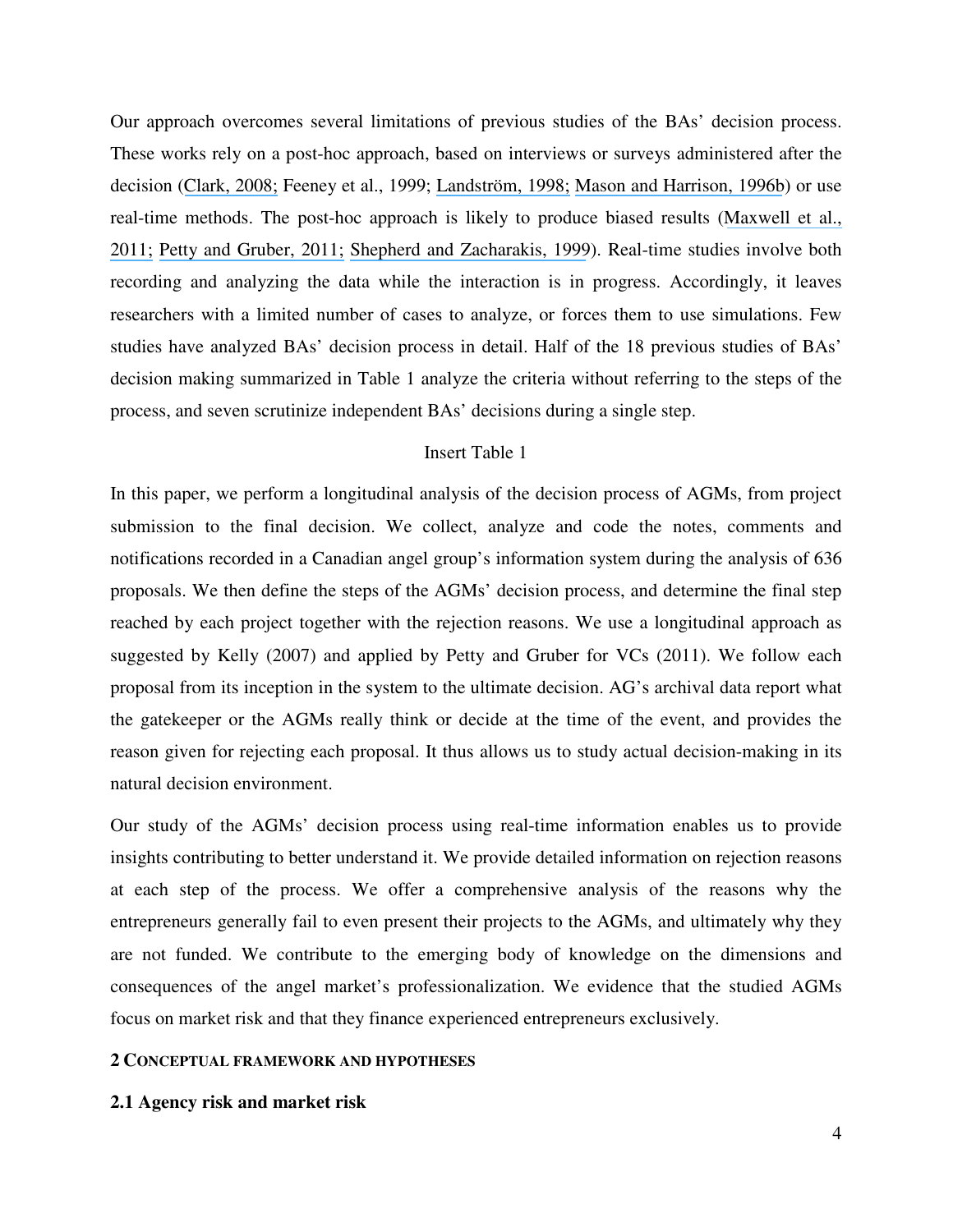Our approach overcomes several limitations of previous studies of the BAs' decision process. These works rely on a post-hoc approach, based on interviews or surveys administered after the decision (Clark, 2008; Feeney et al., 1999; Landström, 1998; Mason and Harrison, 1996b) or use real-time methods. The post-hoc approach is likely to produce biased results (Maxwell et al., 2011; Petty and Gruber, 2011; Shepherd and Zacharakis, 1999). Real-time studies involve both recording and analyzing the data while the interaction is in progress. Accordingly, it leaves researchers with a limited number of cases to analyze, or forces them to use simulations. Few studies have analyzed BAs' decision process in detail. Half of the 18 previous studies of BAs' decision making summarized in Table 1 analyze the criteria without referring to the steps of the process, and seven scrutinize independent BAs' decisions during a single step.

Insert Table 1

In this paper, we perform a longitudinal analysis of the decision process of AGMs, from project submission to the final decision. We collect, analyze and code the notes, comments and notifications recorded in a Canadian angel group's information system during the analysis of 636 proposals. We then define the steps of the AGMs' decision process, and determine the final step reached by each project together with the rejection reasons. We use a longitudinal approach as suggested by Kelly (2007) and applied by Petty and Gruber for VCs (2011). We follow each proposal from its inception in the system to the ultimate decision. AG's archival data report what the gatekeeper or the AGMs really think or decide at the time of the event, and provides the reason given for rejecting each proposal. It thus allows us to study actual decision-making in its natural decision environment.

Our study of the AGMs' decision process using real-time information enables us to provide insights contributing to better understand it. We provide detailed information on rejection reasons at each step of the process. We offer a comprehensive analysis of the reasons why the entrepreneurs generally fail to even present their projects to the AGMs, and ultimately why they are not funded. We contribute to the emerging body of knowledge on the dimensions and consequences of the angel market's professionalization. We evidence that the studied AGMs focus on market risk and that they finance experienced entrepreneurs exclusively.

## 2 CONCEPTUAL FRAMEWORK AND HYPOTHESES

### 2.1 Agency risk and market risk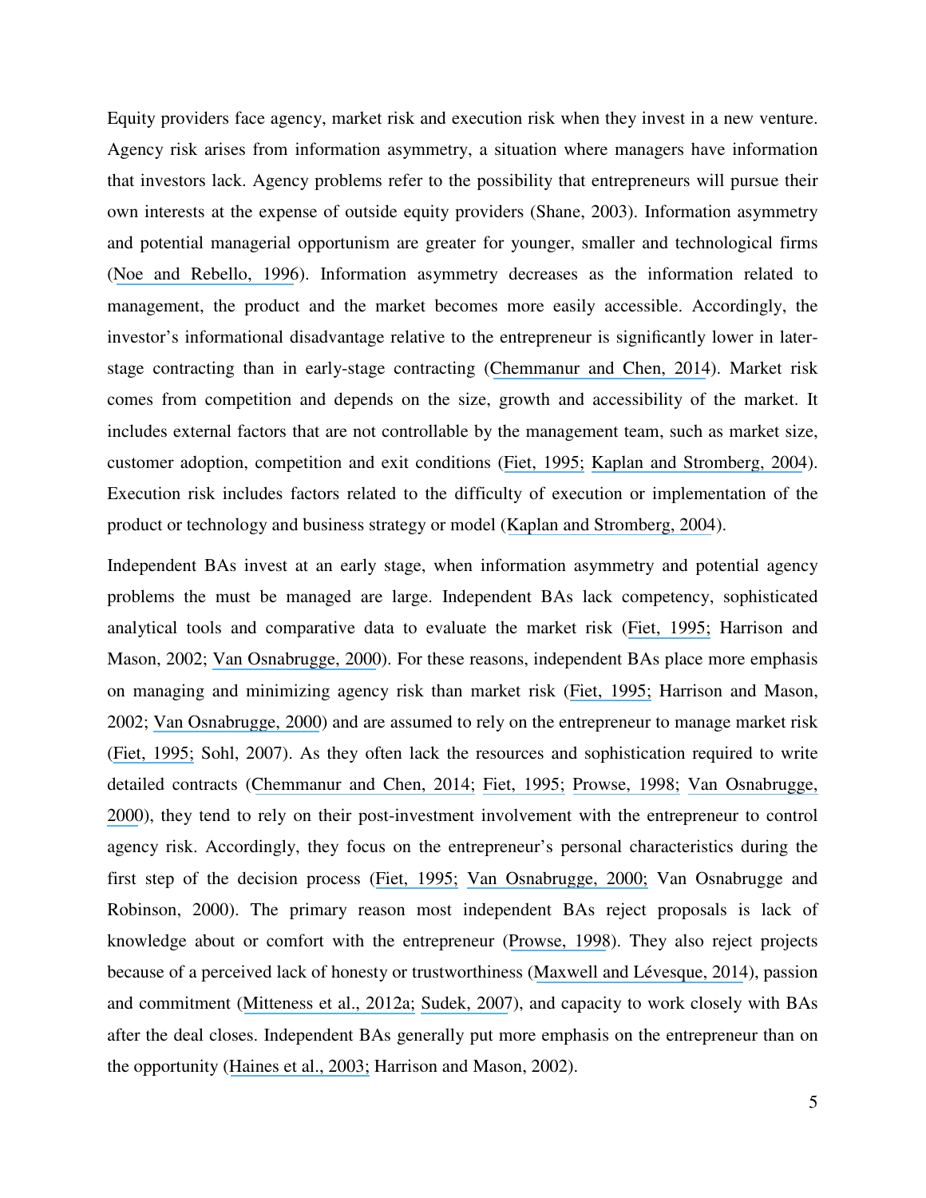Equity providers face agency, market risk and execution risk when they invest in a new venture. Agency risk arises from information asymmetry, a situation where managers have information that investors lack. Agency problems refer to the possibility that entrepreneurs will pursue their own interests at the expense of outside equity providers (Shane, 2003). Information asymmetry and potential managerial opportunism are greater for younger, smaller and technological firms (Noe and Rebello, 1996). Information asymmetry decreases as the information related to management, the product and the market becomes more easily accessible. Accordingly, the investor's informational disadvantage relative to the entrepreneur is significantly lower in later-stage contracting than in early-stage contracting (Chemmanur and Chen, 2014). Market risk comes from competition and depends on the size, growth and accessibility of the market. It includes external factors that are not controllable by the management team, such as market size, customer adoption, competition and exit conditions (Fiet, 1995; Kaplan and Stromberg, 2004). Execution risk includes factors related to the difficulty of execution or implementation of the product or technology and business strategy or model (Kaplan and Stromberg, 2004).

Independent BAs invest at an early stage, when information asymmetry and potential agency problems the must be managed are large. Independent BAs lack competency, sophisticated analytical tools and comparative data to evaluate the market risk (Fiet, 1995; Harrison and Mason, 2002; Van Osnabrugge, 2000). For these reasons, independent BAs place more emphasis on managing and minimizing agency risk than market risk (Fiet, 1995; Harrison and Mason, 2002; Van Osnabrugge, 2000) and are assumed to rely on the entrepreneur to manage market risk (Fiet, 1995; Sohl, 2007). As they often lack the resources and sophistication required to write detailed contracts (Chemmanur and Chen, 2014; Fiet, 1995; Prowse, 1998; Van Osnabrugge, 2000), they tend to rely on their post-investment involvement with the entrepreneur to control agency risk. Accordingly, they focus on the entrepreneur's personal characteristics during the first step of the decision process (Fiet, 1995; Van Osnabrugge, 2000; Van Osnabrugge and Robinson, 2000). The primary reason most independent BAs reject proposals is lack of knowledge about or comfort with the entrepreneur (Prowse, 1998). They also reject projects because of a perceived lack of honesty or trustworthiness (Maxwell and Lévesque, 2014), passion and commitment (Mitteness et al., 2012a; Sudek, 2007), and capacity to work closely with BAs after the deal closes. Independent BAs generally put more emphasis on the entrepreneur than on the opportunity (Haines et al., 2003; Harrison and Mason, 2002).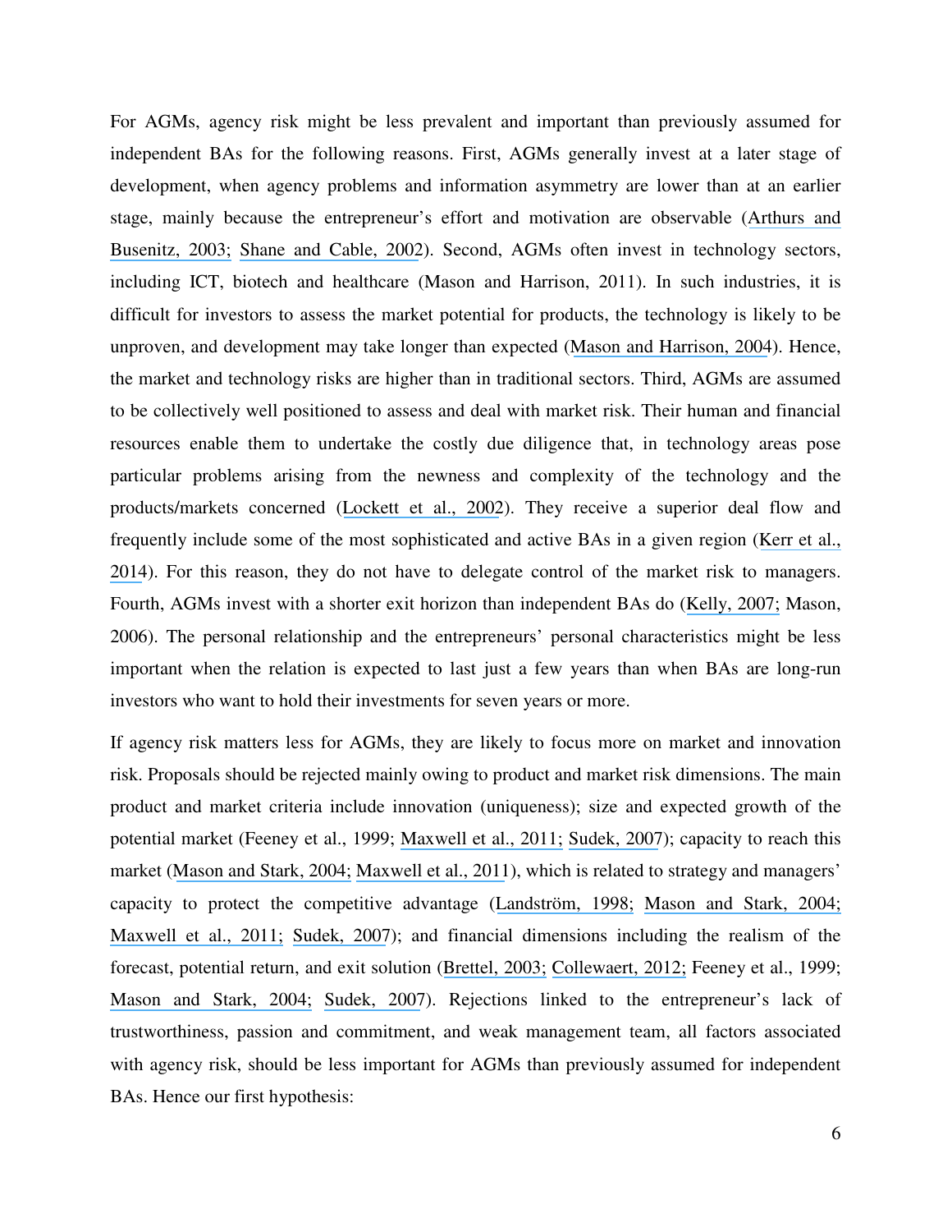For AGMs, agency risk might be less prevalent and important than previously assumed for independent BAs for the following reasons. First, AGMs generally invest at a later stage of development, when agency problems and information asymmetry are lower than at an earlier stage, mainly because the entrepreneur's effort and motivation are observable (Arthurs and Busenitz, 2003; Shane and Cable, 2002). Second, AGMs often invest in technology sectors, including ICT, biotech and healthcare (Mason and Harrison, 2011). In such industries, it is difficult for investors to assess the market potential for products, the technology is likely to be unproven, and development may take longer than expected (Mason and Harrison, 2004). Hence, the market and technology risks are higher than in traditional sectors. Third, AGMs are assumed to be collectively well positioned to assess and deal with market risk. Their human and financial resources enable them to undertake the costly due diligence that, in technology areas pose particular problems arising from the newness and complexity of the technology and the products/markets concerned (Lockett et al., 2002). They receive a superior deal flow and frequently include some of the most sophisticated and active BAs in a given region (Kerr et al., 2014). For this reason, they do not have to delegate control of the market risk to managers. Fourth, AGMs invest with a shorter exit horizon than independent BAs do (Kelly, 2007; Mason, 2006). The personal relationship and the entrepreneurs' personal characteristics might be less important when the relation is expected to last just a few years than when BAs are long-run investors who want to hold their investments for seven years or more.

If agency risk matters less for AGMs, they are likely to focus more on market and innovation risk. Proposals should be rejected mainly owing to product and market risk dimensions. The main product and market criteria include innovation (uniqueness); size and expected growth of the potential market (Feeney et al., 1999; Maxwell et al., 2011; Sudek, 2007); capacity to reach this market (Mason and Stark, 2004; Maxwell et al., 2011), which is related to strategy and managers' capacity to protect the competitive advantage (Landström, 1998; Mason and Stark, 2004; Maxwell et al., 2011; Sudek, 2007); and financial dimensions including the realism of the forecast, potential return, and exit solution (Brettel, 2003; Collewaert, 2012; Feeney et al., 1999; Mason and Stark, 2004; Sudek, 2007). Rejections linked to the entrepreneur's lack of trustworthiness, passion and commitment, and weak management team, all factors associated with agency risk, should be less important for AGMs than previously assumed for independent BAs. Hence our first hypothesis: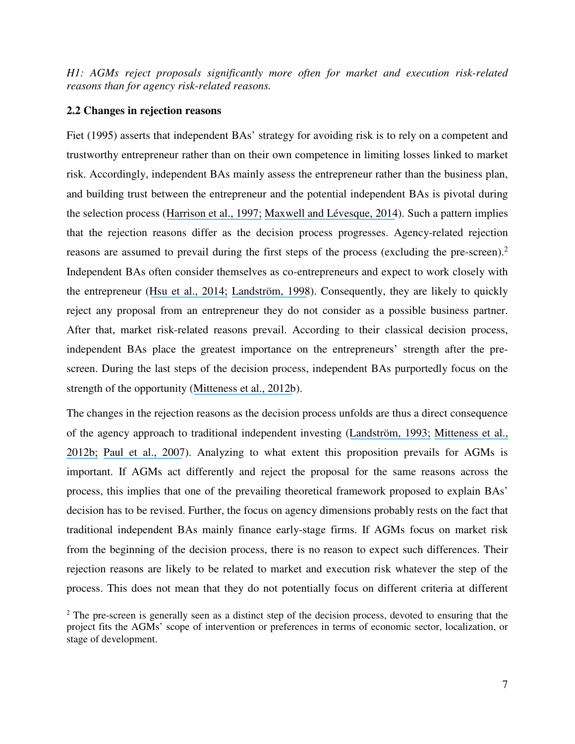*H1: AGMs reject proposals significantly more often for market and execution risk-related reasons than for agency risk-related reasons.*

### 2.2 Changes in rejection reasons

Fiet (1995) asserts that independent BAs' strategy for avoiding risk is to rely on a competent and trustworthy entrepreneur rather than on their own competence in limiting losses linked to market risk. Accordingly, independent BAs mainly assess the entrepreneur rather than the business plan, and building trust between the entrepreneur and the potential independent BAs is pivotal during the selection process (Harrison et al., 1997; Maxwell and Lévesque, 2014). Such a pattern implies that the rejection reasons differ as the decision process progresses. Agency-related rejection reasons are assumed to prevail during the first steps of the process (excluding the pre-screen).[2] Independent BAs often consider themselves as co-entrepreneurs and expect to work closely with the entrepreneur (Hsu et al., 2014; Landström, 1998). Consequently, they are likely to quickly reject any proposal from an entrepreneur they do not consider as a possible business partner. After that, market risk-related reasons prevail. According to their classical decision process, independent BAs place the greatest importance on the entrepreneurs' strength after the pre-screen. During the last steps of the decision process, independent BAs purportedly focus on the strength of the opportunity (Mitteness et al., 2012b).

The changes in the rejection reasons as the decision process unfolds are thus a direct consequence of the agency approach to traditional independent investing (Landström, 1993; Mitteness et al., 2012b; Paul et al., 2007). Analyzing to what extent this proposition prevails for AGMs is important. If AGMs act differently and reject the proposal for the same reasons across the process, this implies that one of the prevailing theoretical framework proposed to explain BAs' decision has to be revised. Further, the focus on agency dimensions probably rests on the fact that traditional independent BAs mainly finance early-stage firms. If AGMs focus on market risk from the beginning of the decision process, there is no reason to expect such differences. Their rejection reasons are likely to be related to market and execution risk whatever the step of the process. This does not mean that they do not potentially focus on different criteria at different

[2] The pre-screen is generally seen as a distinct step of the decision process, devoted to ensuring that the project fits the AGMs' scope of intervention or preferences in terms of economic sector, localization, or stage of development.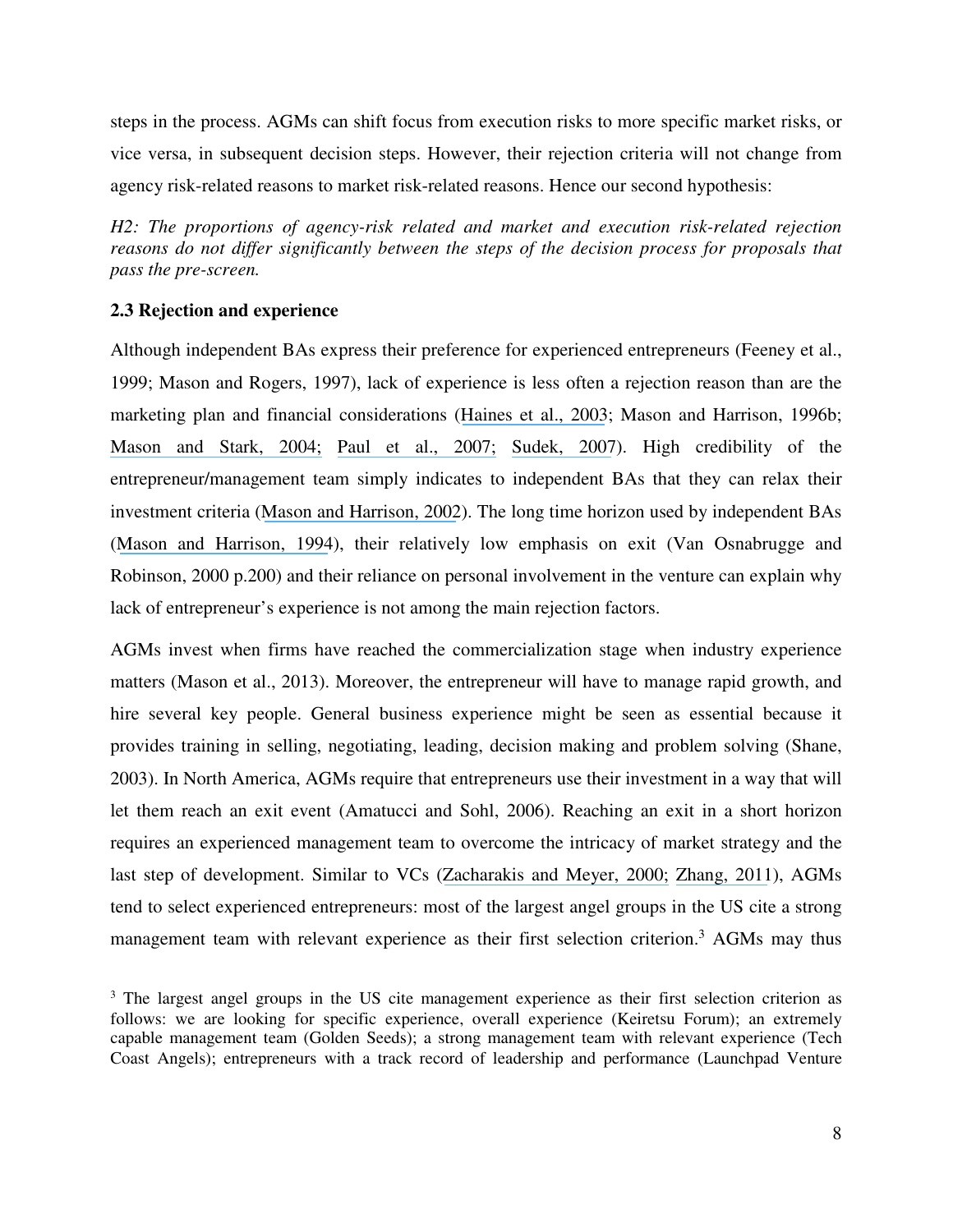steps in the process. AGMs can shift focus from execution risks to more specific market risks, or vice versa, in subsequent decision steps. However, their rejection criteria will not change from agency risk-related reasons to market risk-related reasons. Hence our second hypothesis:

*H2: The proportions of agency-risk related and market and execution risk-related rejection reasons do not differ significantly between the steps of the decision process for proposals that pass the pre-screen.*

### 2.3 Rejection and experience

Although independent BAs express their preference for experienced entrepreneurs (Feeney et al., 1999; Mason and Rogers, 1997), lack of experience is less often a rejection reason than are the marketing plan and financial considerations (Haines et al., 2003; Mason and Harrison, 1996b; Mason and Stark, 2004; Paul et al., 2007; Sudek, 2007). High credibility of the entrepreneur/management team simply indicates to independent BAs that they can relax their investment criteria (Mason and Harrison, 2002). The long time horizon used by independent BAs (Mason and Harrison, 1994), their relatively low emphasis on exit (Van Osnabrugge and Robinson, 2000 p.200) and their reliance on personal involvement in the venture can explain why lack of entrepreneur's experience is not among the main rejection factors.

AGMs invest when firms have reached the commercialization stage when industry experience matters (Mason et al., 2013). Moreover, the entrepreneur will have to manage rapid growth, and hire several key people. General business experience might be seen as essential because it provides training in selling, negotiating, leading, decision making and problem solving (Shane, 2003). In North America, AGMs require that entrepreneurs use their investment in a way that will let them reach an exit event (Amatucci and Sohl, 2006). Reaching an exit in a short horizon requires an experienced management team to overcome the intricacy of market strategy and the last step of development. Similar to VCs (Zacharakis and Meyer, 2000; Zhang, 2011), AGMs tend to select experienced entrepreneurs: most of the largest angel groups in the US cite a strong management team with relevant experience as their first selection criterion.[3] AGMs may thus

[3] The largest angel groups in the US cite management experience as their first selection criterion as follows: we are looking for specific experience, overall experience (Keiretsu Forum); an extremely capable management team (Golden Seeds); a strong management team with relevant experience (Tech Coast Angels); entrepreneurs with a track record of leadership and performance (Launchpad Venture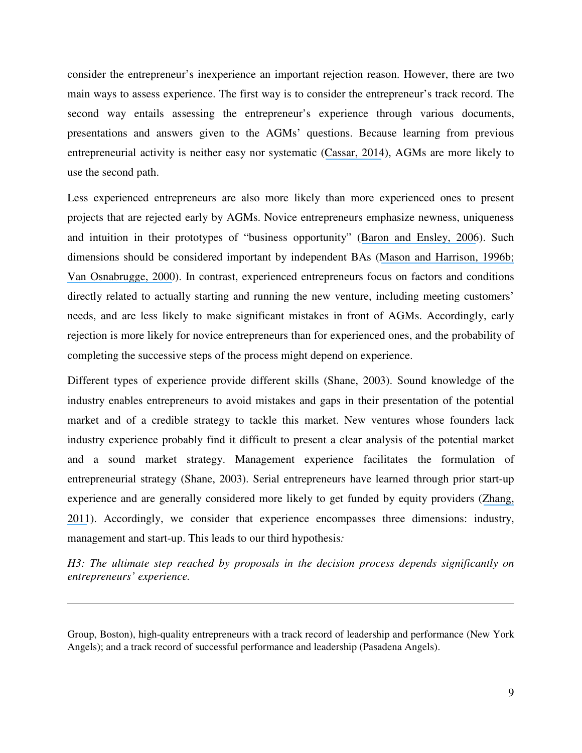consider the entrepreneur's inexperience an important rejection reason. However, there are two main ways to assess experience. The first way is to consider the entrepreneur's track record. The second way entails assessing the entrepreneur's experience through various documents, presentations and answers given to the AGMs' questions. Because learning from previous entrepreneurial activity is neither easy nor systematic (Cassar, 2014), AGMs are more likely to use the second path.

Less experienced entrepreneurs are also more likely than more experienced ones to present projects that are rejected early by AGMs. Novice entrepreneurs emphasize newness, uniqueness and intuition in their prototypes of "business opportunity" (Baron and Ensley, 2006). Such dimensions should be considered important by independent BAs (Mason and Harrison, 1996b; Van Osnabrugge, 2000). In contrast, experienced entrepreneurs focus on factors and conditions directly related to actually starting and running the new venture, including meeting customers' needs, and are less likely to make significant mistakes in front of AGMs. Accordingly, early rejection is more likely for novice entrepreneurs than for experienced ones, and the probability of completing the successive steps of the process might depend on experience.

Different types of experience provide different skills (Shane, 2003). Sound knowledge of the industry enables entrepreneurs to avoid mistakes and gaps in their presentation of the potential market and of a credible strategy to tackle this market. New ventures whose founders lack industry experience probably find it difficult to present a clear analysis of the potential market and a sound market strategy. Management experience facilitates the formulation of entrepreneurial strategy (Shane, 2003). Serial entrepreneurs have learned through prior start-up experience and are generally considered more likely to get funded by equity providers (Zhang, 2011). Accordingly, we consider that experience encompasses three dimensions: industry, management and start-up. This leads to our third hypothesis*:*

*H3: The ultimate step reached by proposals in the decision process depends significantly on entrepreneurs' experience.*

---

Group, Boston), high-quality entrepreneurs with a track record of leadership and performance (New York Angels); and a track record of successful performance and leadership (Pasadena Angels).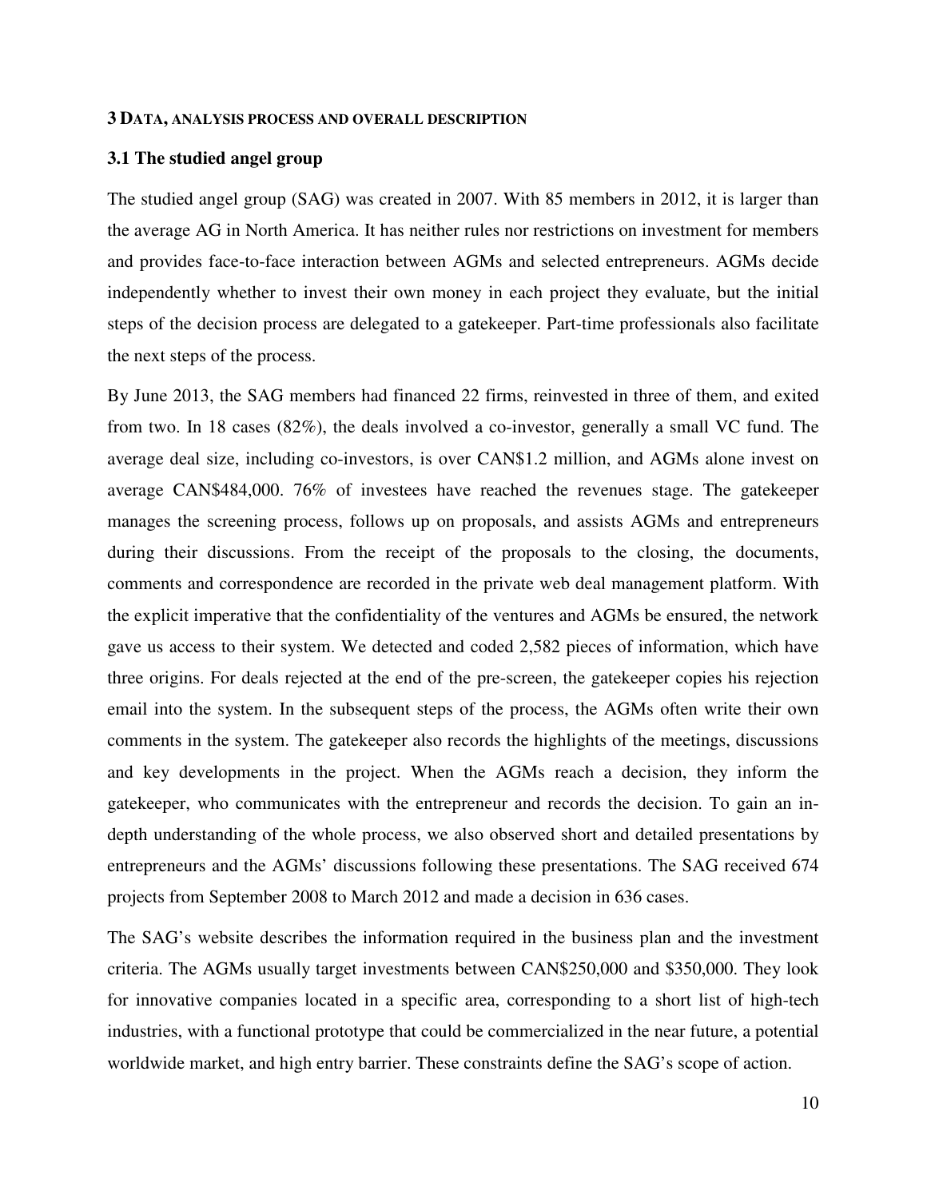## 3 DATA, ANALYSIS PROCESS AND OVERALL DESCRIPTION

### 3.1 The studied angel group

The studied angel group (SAG) was created in 2007. With 85 members in 2012, it is larger than the average AG in North America. It has neither rules nor restrictions on investment for members and provides face-to-face interaction between AGMs and selected entrepreneurs. AGMs decide independently whether to invest their own money in each project they evaluate, but the initial steps of the decision process are delegated to a gatekeeper. Part-time professionals also facilitate the next steps of the process.

By June 2013, the SAG members had financed 22 firms, reinvested in three of them, and exited from two. In 18 cases (82%), the deals involved a co-investor, generally a small VC fund. The average deal size, including co-investors, is over CAN$1.2 million, and AGMs alone invest on average CAN$484,000. 76% of investees have reached the revenues stage. The gatekeeper manages the screening process, follows up on proposals, and assists AGMs and entrepreneurs during their discussions. From the receipt of the proposals to the closing, the documents, comments and correspondence are recorded in the private web deal management platform. With the explicit imperative that the confidentiality of the ventures and AGMs be ensured, the network gave us access to their system. We detected and coded 2,582 pieces of information, which have three origins. For deals rejected at the end of the pre-screen, the gatekeeper copies his rejection email into the system. In the subsequent steps of the process, the AGMs often write their own comments in the system. The gatekeeper also records the highlights of the meetings, discussions and key developments in the project. When the AGMs reach a decision, they inform the gatekeeper, who communicates with the entrepreneur and records the decision. To gain an in-depth understanding of the whole process, we also observed short and detailed presentations by entrepreneurs and the AGMs' discussions following these presentations. The SAG received 674 projects from September 2008 to March 2012 and made a decision in 636 cases.

The SAG's website describes the information required in the business plan and the investment criteria. The AGMs usually target investments between CAN$250,000 and $350,000. They look for innovative companies located in a specific area, corresponding to a short list of high-tech industries, with a functional prototype that could be commercialized in the near future, a potential worldwide market, and high entry barrier. These constraints define the SAG's scope of action.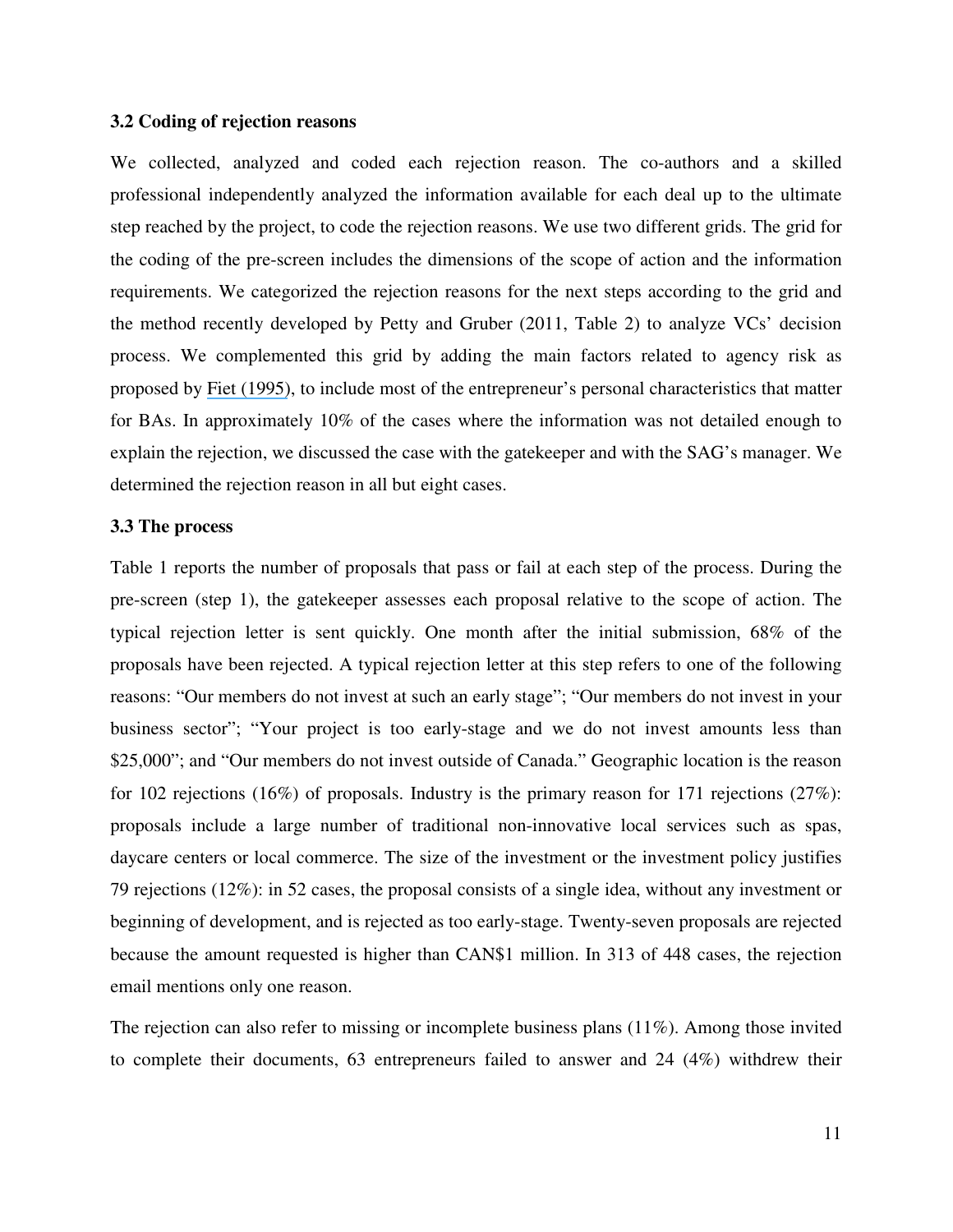### 3.2 Coding of rejection reasons

We collected, analyzed and coded each rejection reason. The co-authors and a skilled professional independently analyzed the information available for each deal up to the ultimate step reached by the project, to code the rejection reasons. We use two different grids. The grid for the coding of the pre-screen includes the dimensions of the scope of action and the information requirements. We categorized the rejection reasons for the next steps according to the grid and the method recently developed by Petty and Gruber (2011, Table 2) to analyze VCs' decision process. We complemented this grid by adding the main factors related to agency risk as proposed by Fiet (1995), to include most of the entrepreneur's personal characteristics that matter for BAs. In approximately 10% of the cases where the information was not detailed enough to explain the rejection, we discussed the case with the gatekeeper and with the SAG's manager. We determined the rejection reason in all but eight cases.

### 3.3 The process

Table 1 reports the number of proposals that pass or fail at each step of the process. During the pre-screen (step 1), the gatekeeper assesses each proposal relative to the scope of action. The typical rejection letter is sent quickly. One month after the initial submission, 68% of the proposals have been rejected. A typical rejection letter at this step refers to one of the following reasons: "Our members do not invest at such an early stage"; "Our members do not invest in your business sector"; "Your project is too early-stage and we do not invest amounts less than \$25,000"; and "Our members do not invest outside of Canada." Geographic location is the reason for 102 rejections (16%) of proposals. Industry is the primary reason for 171 rejections (27%): proposals include a large number of traditional non-innovative local services such as spas, daycare centers or local commerce. The size of the investment or the investment policy justifies 79 rejections (12%): in 52 cases, the proposal consists of a single idea, without any investment or beginning of development, and is rejected as too early-stage. Twenty-seven proposals are rejected because the amount requested is higher than CAN\$1 million. In 313 of 448 cases, the rejection email mentions only one reason.

The rejection can also refer to missing or incomplete business plans (11%). Among those invited to complete their documents, 63 entrepreneurs failed to answer and 24 (4%) withdrew their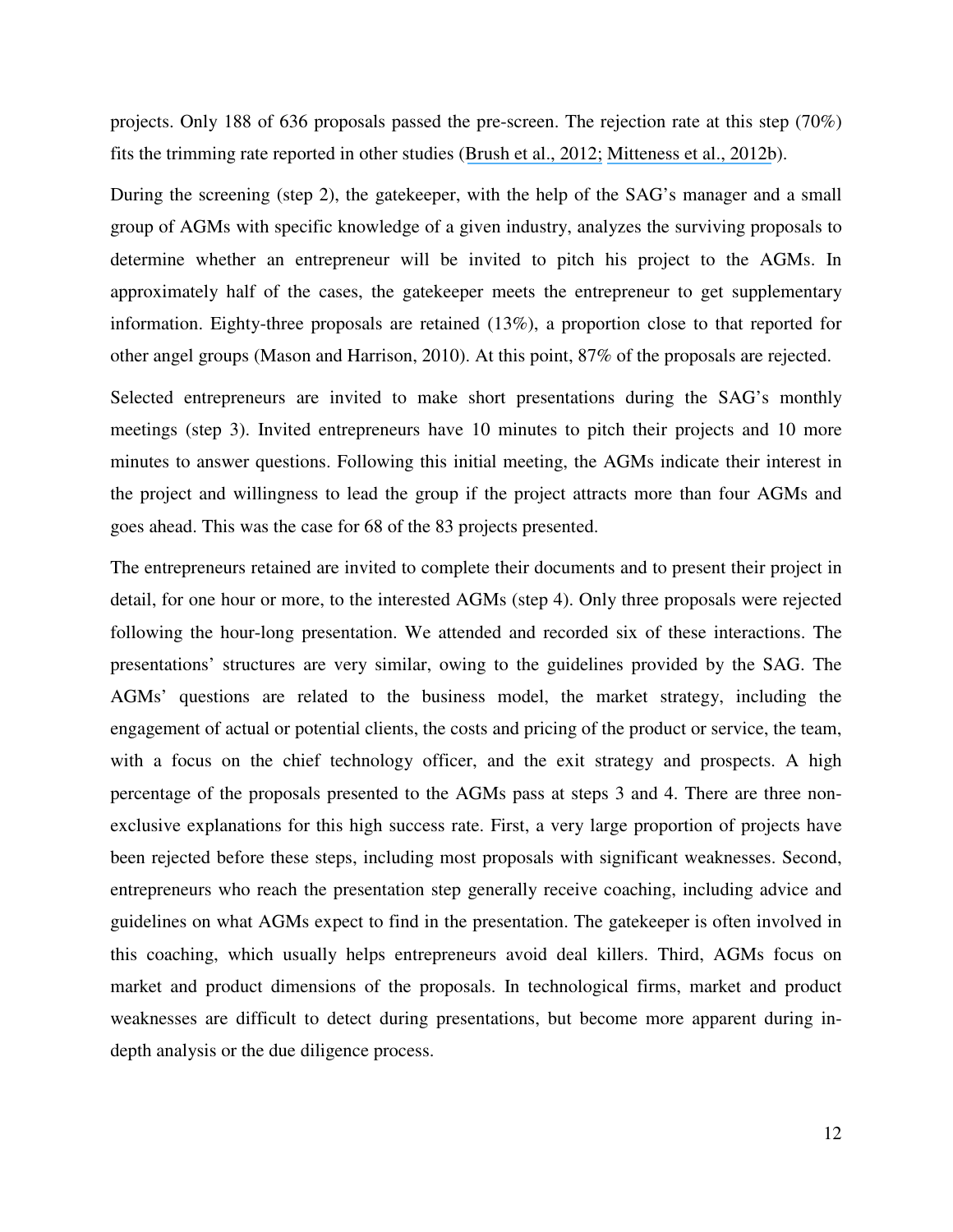projects. Only 188 of 636 proposals passed the pre-screen. The rejection rate at this step (70%) fits the trimming rate reported in other studies (Brush et al., 2012; Mitteness et al., 2012b).

During the screening (step 2), the gatekeeper, with the help of the SAG's manager and a small group of AGMs with specific knowledge of a given industry, analyzes the surviving proposals to determine whether an entrepreneur will be invited to pitch his project to the AGMs. In approximately half of the cases, the gatekeeper meets the entrepreneur to get supplementary information. Eighty-three proposals are retained (13%), a proportion close to that reported for other angel groups (Mason and Harrison, 2010). At this point, 87% of the proposals are rejected.

Selected entrepreneurs are invited to make short presentations during the SAG's monthly meetings (step 3). Invited entrepreneurs have 10 minutes to pitch their projects and 10 more minutes to answer questions. Following this initial meeting, the AGMs indicate their interest in the project and willingness to lead the group if the project attracts more than four AGMs and goes ahead. This was the case for 68 of the 83 projects presented.

The entrepreneurs retained are invited to complete their documents and to present their project in detail, for one hour or more, to the interested AGMs (step 4). Only three proposals were rejected following the hour-long presentation. We attended and recorded six of these interactions. The presentations' structures are very similar, owing to the guidelines provided by the SAG. The AGMs' questions are related to the business model, the market strategy, including the engagement of actual or potential clients, the costs and pricing of the product or service, the team, with a focus on the chief technology officer, and the exit strategy and prospects. A high percentage of the proposals presented to the AGMs pass at steps 3 and 4. There are three non-exclusive explanations for this high success rate. First, a very large proportion of projects have been rejected before these steps, including most proposals with significant weaknesses. Second, entrepreneurs who reach the presentation step generally receive coaching, including advice and guidelines on what AGMs expect to find in the presentation. The gatekeeper is often involved in this coaching, which usually helps entrepreneurs avoid deal killers. Third, AGMs focus on market and product dimensions of the proposals. In technological firms, market and product weaknesses are difficult to detect during presentations, but become more apparent during in-depth analysis or the due diligence process.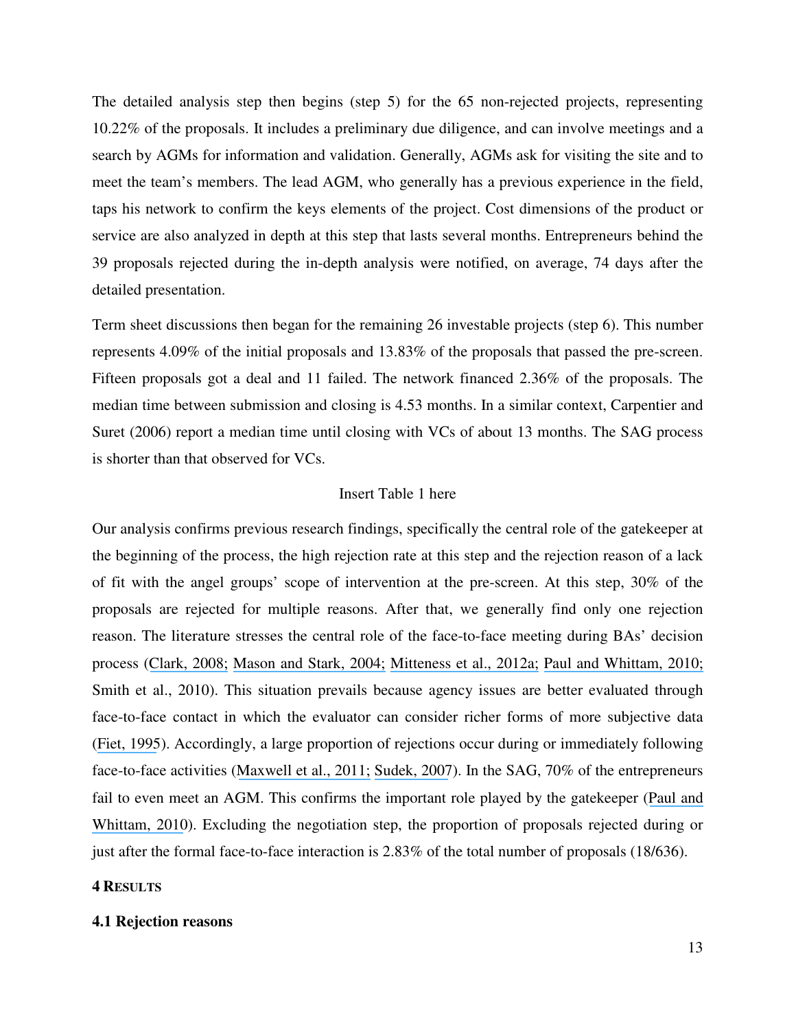The detailed analysis step then begins (step 5) for the 65 non-rejected projects, representing 10.22% of the proposals. It includes a preliminary due diligence, and can involve meetings and a search by AGMs for information and validation. Generally, AGMs ask for visiting the site and to meet the team's members. The lead AGM, who generally has a previous experience in the field, taps his network to confirm the keys elements of the project. Cost dimensions of the product or service are also analyzed in depth at this step that lasts several months. Entrepreneurs behind the 39 proposals rejected during the in-depth analysis were notified, on average, 74 days after the detailed presentation.

Term sheet discussions then began for the remaining 26 investable projects (step 6). This number represents 4.09% of the initial proposals and 13.83% of the proposals that passed the pre-screen. Fifteen proposals got a deal and 11 failed. The network financed 2.36% of the proposals. The median time between submission and closing is 4.53 months. In a similar context, Carpentier and Suret (2006) report a median time until closing with VCs of about 13 months. The SAG process is shorter than that observed for VCs.

Insert Table 1 here

Our analysis confirms previous research findings, specifically the central role of the gatekeeper at the beginning of the process, the high rejection rate at this step and the rejection reason of a lack of fit with the angel groups' scope of intervention at the pre-screen. At this step, 30% of the proposals are rejected for multiple reasons. After that, we generally find only one rejection reason. The literature stresses the central role of the face-to-face meeting during BAs' decision process (Clark, 2008; Mason and Stark, 2004; Mitteness et al., 2012a; Paul and Whittam, 2010; Smith et al., 2010). This situation prevails because agency issues are better evaluated through face-to-face contact in which the evaluator can consider richer forms of more subjective data (Fiet, 1995). Accordingly, a large proportion of rejections occur during or immediately following face-to-face activities (Maxwell et al., 2011; Sudek, 2007). In the SAG, 70% of the entrepreneurs fail to even meet an AGM. This confirms the important role played by the gatekeeper (Paul and Whittam, 2010). Excluding the negotiation step, the proportion of proposals rejected during or just after the formal face-to-face interaction is 2.83% of the total number of proposals (18/636).

# 4 RESULTS

## 4.1 Rejection reasons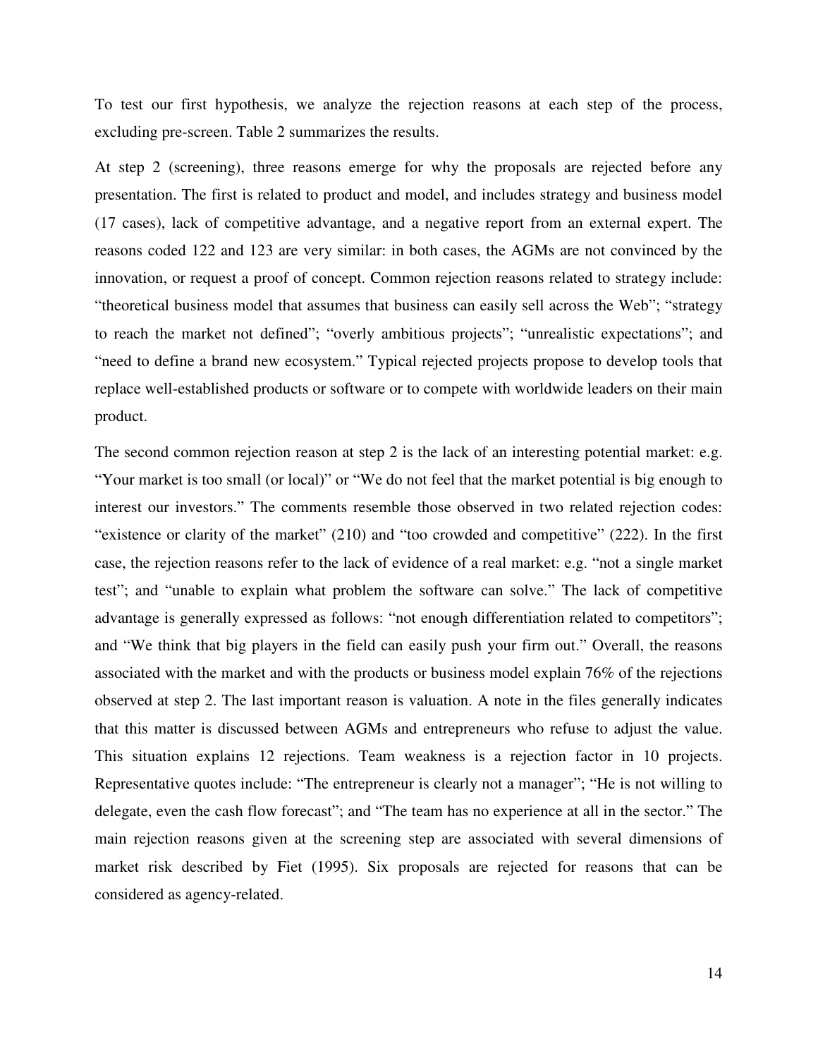To test our first hypothesis, we analyze the rejection reasons at each step of the process, excluding pre-screen. Table 2 summarizes the results.

At step 2 (screening), three reasons emerge for why the proposals are rejected before any presentation. The first is related to product and model, and includes strategy and business model (17 cases), lack of competitive advantage, and a negative report from an external expert. The reasons coded 122 and 123 are very similar: in both cases, the AGMs are not convinced by the innovation, or request a proof of concept. Common rejection reasons related to strategy include: "theoretical business model that assumes that business can easily sell across the Web"; "strategy to reach the market not defined"; "overly ambitious projects"; "unrealistic expectations"; and "need to define a brand new ecosystem." Typical rejected projects propose to develop tools that replace well-established products or software or to compete with worldwide leaders on their main product.

The second common rejection reason at step 2 is the lack of an interesting potential market: e.g. "Your market is too small (or local)" or "We do not feel that the market potential is big enough to interest our investors." The comments resemble those observed in two related rejection codes: "existence or clarity of the market" (210) and "too crowded and competitive" (222). In the first case, the rejection reasons refer to the lack of evidence of a real market: e.g. "not a single market test"; and "unable to explain what problem the software can solve." The lack of competitive advantage is generally expressed as follows: "not enough differentiation related to competitors"; and "We think that big players in the field can easily push your firm out." Overall, the reasons associated with the market and with the products or business model explain 76% of the rejections observed at step 2. The last important reason is valuation. A note in the files generally indicates that this matter is discussed between AGMs and entrepreneurs who refuse to adjust the value. This situation explains 12 rejections. Team weakness is a rejection factor in 10 projects. Representative quotes include: "The entrepreneur is clearly not a manager"; "He is not willing to delegate, even the cash flow forecast"; and "The team has no experience at all in the sector." The main rejection reasons given at the screening step are associated with several dimensions of market risk described by Fiet (1995). Six proposals are rejected for reasons that can be considered as agency-related.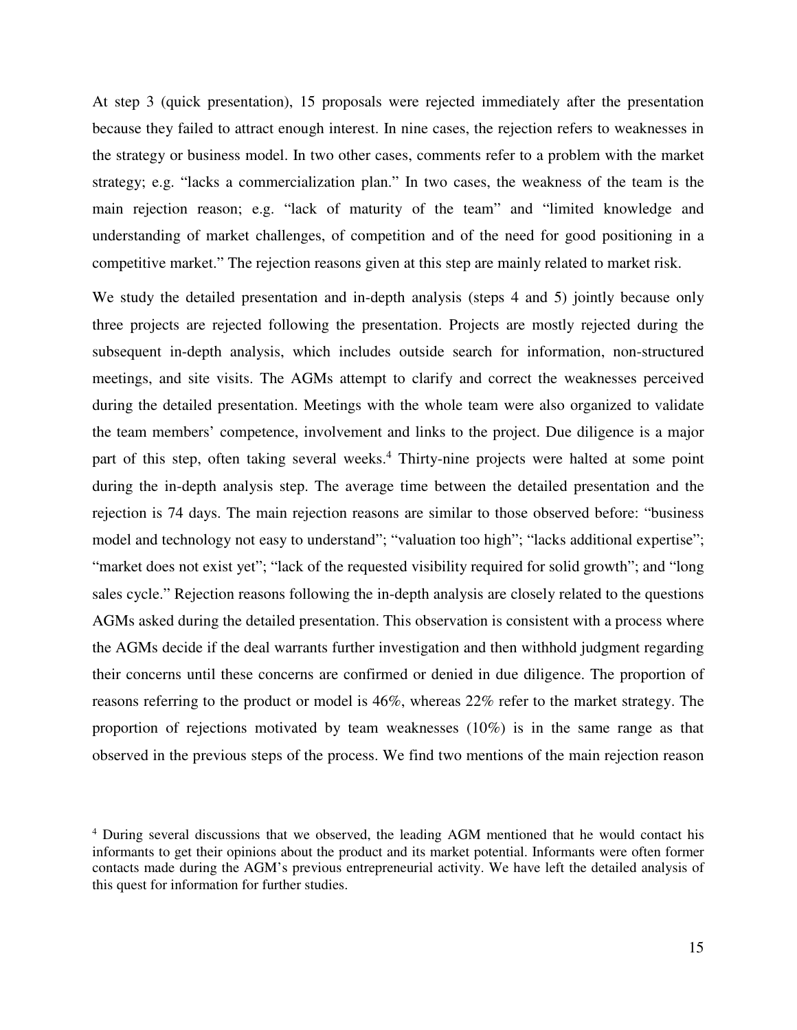At step 3 (quick presentation), 15 proposals were rejected immediately after the presentation because they failed to attract enough interest. In nine cases, the rejection refers to weaknesses in the strategy or business model. In two other cases, comments refer to a problem with the market strategy; e.g. "lacks a commercialization plan." In two cases, the weakness of the team is the main rejection reason; e.g. "lack of maturity of the team" and "limited knowledge and understanding of market challenges, of competition and of the need for good positioning in a competitive market." The rejection reasons given at this step are mainly related to market risk.

We study the detailed presentation and in-depth analysis (steps 4 and 5) jointly because only three projects are rejected following the presentation. Projects are mostly rejected during the subsequent in-depth analysis, which includes outside search for information, non-structured meetings, and site visits. The AGMs attempt to clarify and correct the weaknesses perceived during the detailed presentation. Meetings with the whole team were also organized to validate the team members' competence, involvement and links to the project. Due diligence is a major part of this step, often taking several weeks.[4] Thirty-nine projects were halted at some point during the in-depth analysis step. The average time between the detailed presentation and the rejection is 74 days. The main rejection reasons are similar to those observed before: "business model and technology not easy to understand"; "valuation too high"; "lacks additional expertise"; "market does not exist yet"; "lack of the requested visibility required for solid growth"; and "long sales cycle." Rejection reasons following the in-depth analysis are closely related to the questions AGMs asked during the detailed presentation. This observation is consistent with a process where the AGMs decide if the deal warrants further investigation and then withhold judgment regarding their concerns until these concerns are confirmed or denied in due diligence. The proportion of reasons referring to the product or model is 46%, whereas 22% refer to the market strategy. The proportion of rejections motivated by team weaknesses (10%) is in the same range as that observed in the previous steps of the process. We find two mentions of the main rejection reason

[4] During several discussions that we observed, the leading AGM mentioned that he would contact his informants to get their opinions about the product and its market potential. Informants were often former contacts made during the AGM's previous entrepreneurial activity. We have left the detailed analysis of this quest for information for further studies.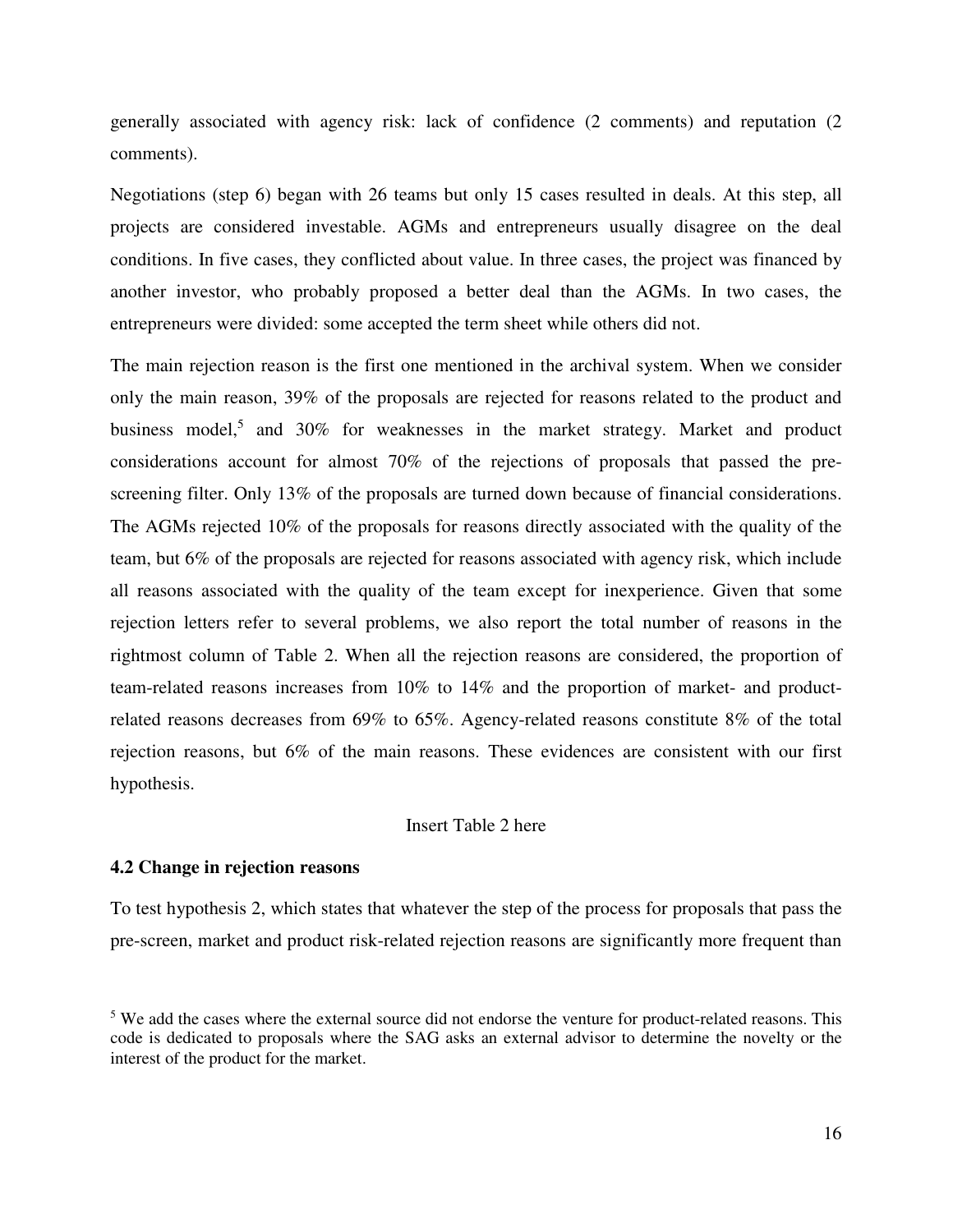generally associated with agency risk: lack of confidence (2 comments) and reputation (2 comments).

Negotiations (step 6) began with 26 teams but only 15 cases resulted in deals. At this step, all projects are considered investable. AGMs and entrepreneurs usually disagree on the deal conditions. In five cases, they conflicted about value. In three cases, the project was financed by another investor, who probably proposed a better deal than the AGMs. In two cases, the entrepreneurs were divided: some accepted the term sheet while others did not.

The main rejection reason is the first one mentioned in the archival system. When we consider only the main reason, 39% of the proposals are rejected for reasons related to the product and business model,[5] and 30% for weaknesses in the market strategy. Market and product considerations account for almost 70% of the rejections of proposals that passed the pre-screening filter. Only 13% of the proposals are turned down because of financial considerations. The AGMs rejected 10% of the proposals for reasons directly associated with the quality of the team, but 6% of the proposals are rejected for reasons associated with agency risk, which include all reasons associated with the quality of the team except for inexperience. Given that some rejection letters refer to several problems, we also report the total number of reasons in the rightmost column of Table 2. When all the rejection reasons are considered, the proportion of team-related reasons increases from 10% to 14% and the proportion of market- and product-related reasons decreases from 69% to 65%. Agency-related reasons constitute 8% of the total rejection reasons, but 6% of the main reasons. These evidences are consistent with our first hypothesis.

Insert Table 2 here

### 4.2 Change in rejection reasons

To test hypothesis 2, which states that whatever the step of the process for proposals that pass the pre-screen, market and product risk-related rejection reasons are significantly more frequent than

[5] We add the cases where the external source did not endorse the venture for product-related reasons. This code is dedicated to proposals where the SAG asks an external advisor to determine the novelty or the interest of the product for the market.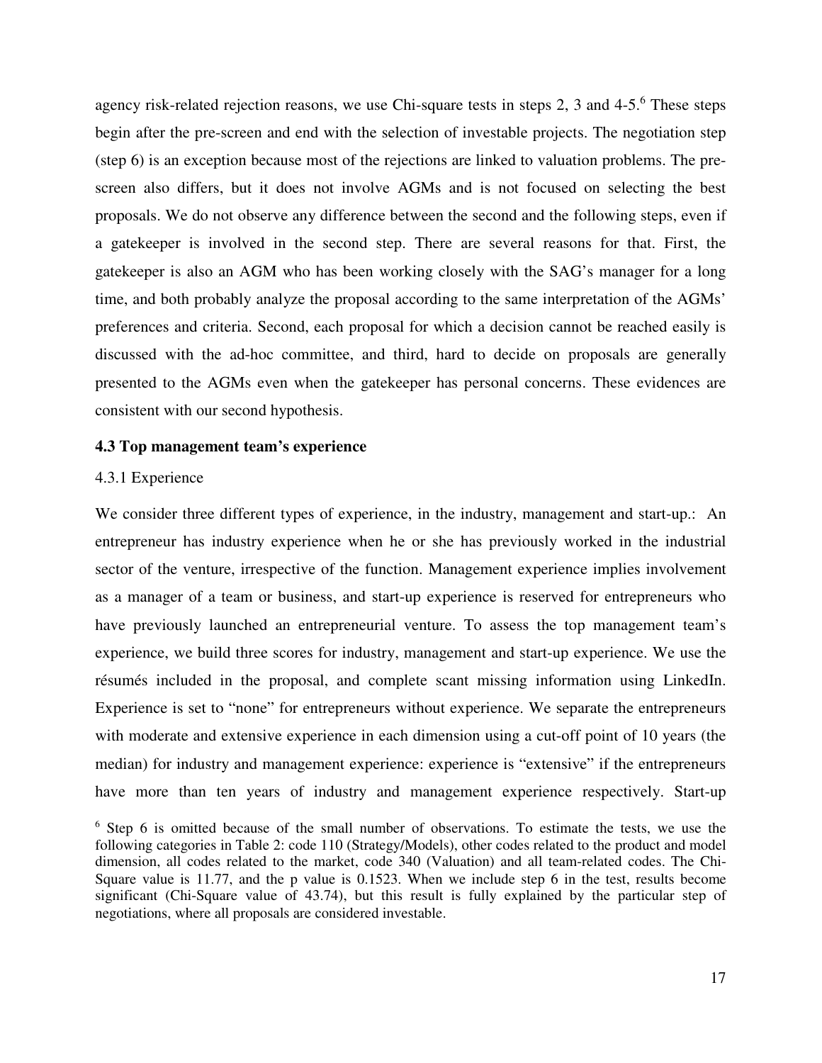agency risk-related rejection reasons, we use Chi-square tests in steps 2, 3 and 4-5.[6] These steps begin after the pre-screen and end with the selection of investable projects. The negotiation step (step 6) is an exception because most of the rejections are linked to valuation problems. The pre-screen also differs, but it does not involve AGMs and is not focused on selecting the best proposals. We do not observe any difference between the second and the following steps, even if a gatekeeper is involved in the second step. There are several reasons for that. First, the gatekeeper is also an AGM who has been working closely with the SAG's manager for a long time, and both probably analyze the proposal according to the same interpretation of the AGMs' preferences and criteria. Second, each proposal for which a decision cannot be reached easily is discussed with the ad-hoc committee, and third, hard to decide on proposals are generally presented to the AGMs even when the gatekeeper has personal concerns. These evidences are consistent with our second hypothesis.

### 4.3 Top management team's experience

#### 4.3.1 Experience

We consider three different types of experience, in the industry, management and start-up.: An entrepreneur has industry experience when he or she has previously worked in the industrial sector of the venture, irrespective of the function. Management experience implies involvement as a manager of a team or business, and start-up experience is reserved for entrepreneurs who have previously launched an entrepreneurial venture. To assess the top management team's experience, we build three scores for industry, management and start-up experience. We use the résumés included in the proposal, and complete scant missing information using LinkedIn. Experience is set to "none" for entrepreneurs without experience. We separate the entrepreneurs with moderate and extensive experience in each dimension using a cut-off point of 10 years (the median) for industry and management experience: experience is "extensive" if the entrepreneurs have more than ten years of industry and management experience respectively. Start-up

[6] Step 6 is omitted because of the small number of observations. To estimate the tests, we use the following categories in Table 2: code 110 (Strategy/Models), other codes related to the product and model dimension, all codes related to the market, code 340 (Valuation) and all team-related codes. The Chi-Square value is 11.77, and the p value is 0.1523. When we include step 6 in the test, results become significant (Chi-Square value of 43.74), but this result is fully explained by the particular step of negotiations, where all proposals are considered investable.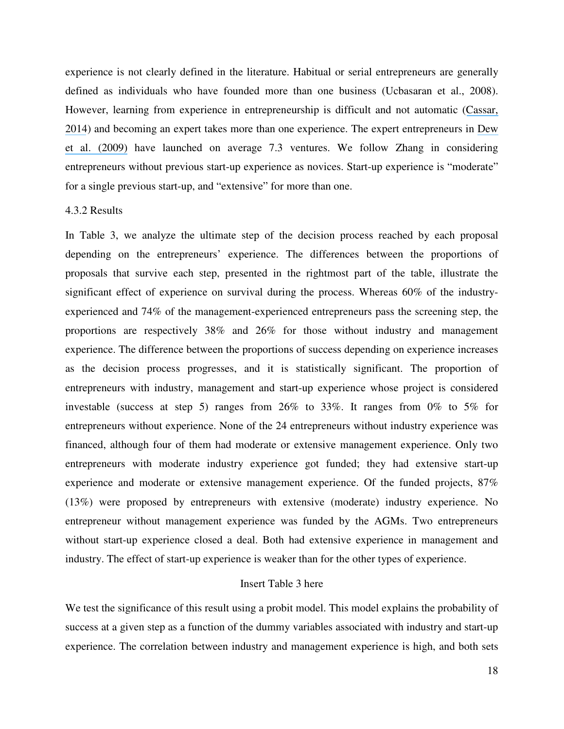experience is not clearly defined in the literature. Habitual or serial entrepreneurs are generally defined as individuals who have founded more than one business (Ucbasaran et al., 2008). However, learning from experience in entrepreneurship is difficult and not automatic (Cassar, 2014) and becoming an expert takes more than one experience. The expert entrepreneurs in Dew et al. (2009) have launched on average 7.3 ventures. We follow Zhang in considering entrepreneurs without previous start-up experience as novices. Start-up experience is "moderate" for a single previous start-up, and "extensive" for more than one.

#### 4.3.2 Results

In Table 3, we analyze the ultimate step of the decision process reached by each proposal depending on the entrepreneurs' experience. The differences between the proportions of proposals that survive each step, presented in the rightmost part of the table, illustrate the significant effect of experience on survival during the process. Whereas 60% of the industry-experienced and 74% of the management-experienced entrepreneurs pass the screening step, the proportions are respectively 38% and 26% for those without industry and management experience. The difference between the proportions of success depending on experience increases as the decision process progresses, and it is statistically significant. The proportion of entrepreneurs with industry, management and start-up experience whose project is considered investable (success at step 5) ranges from 26% to 33%. It ranges from 0% to 5% for entrepreneurs without experience. None of the 24 entrepreneurs without industry experience was financed, although four of them had moderate or extensive management experience. Only two entrepreneurs with moderate industry experience got funded; they had extensive start-up experience and moderate or extensive management experience. Of the funded projects, 87% (13%) were proposed by entrepreneurs with extensive (moderate) industry experience. No entrepreneur without management experience was funded by the AGMs. Two entrepreneurs without start-up experience closed a deal. Both had extensive experience in management and industry. The effect of start-up experience is weaker than for the other types of experience.

Insert Table 3 here

We test the significance of this result using a probit model. This model explains the probability of success at a given step as a function of the dummy variables associated with industry and start-up experience. The correlation between industry and management experience is high, and both sets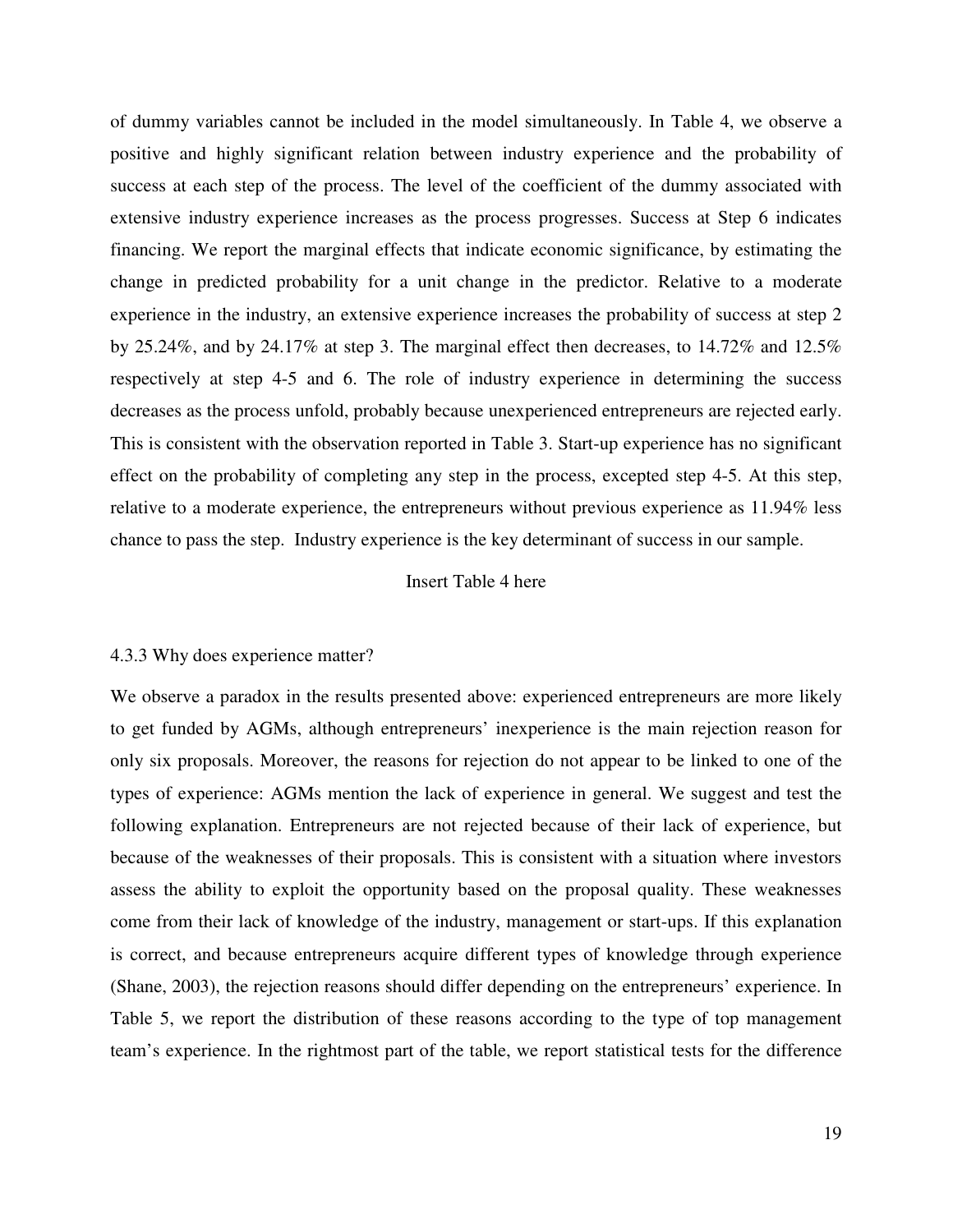of dummy variables cannot be included in the model simultaneously. In Table 4, we observe a positive and highly significant relation between industry experience and the probability of success at each step of the process. The level of the coefficient of the dummy associated with extensive industry experience increases as the process progresses. Success at Step 6 indicates financing. We report the marginal effects that indicate economic significance, by estimating the change in predicted probability for a unit change in the predictor. Relative to a moderate experience in the industry, an extensive experience increases the probability of success at step 2 by 25.24%, and by 24.17% at step 3. The marginal effect then decreases, to 14.72% and 12.5% respectively at step 4-5 and 6. The role of industry experience in determining the success decreases as the process unfold, probably because unexperienced entrepreneurs are rejected early. This is consistent with the observation reported in Table 3. Start-up experience has no significant effect on the probability of completing any step in the process, excepted step 4-5. At this step, relative to a moderate experience, the entrepreneurs without previous experience as 11.94% less chance to pass the step. Industry experience is the key determinant of success in our sample.

Insert Table 4 here

### 4.3.3 Why does experience matter?

We observe a paradox in the results presented above: experienced entrepreneurs are more likely to get funded by AGMs, although entrepreneurs' inexperience is the main rejection reason for only six proposals. Moreover, the reasons for rejection do not appear to be linked to one of the types of experience: AGMs mention the lack of experience in general. We suggest and test the following explanation. Entrepreneurs are not rejected because of their lack of experience, but because of the weaknesses of their proposals. This is consistent with a situation where investors assess the ability to exploit the opportunity based on the proposal quality. These weaknesses come from their lack of knowledge of the industry, management or start-ups. If this explanation is correct, and because entrepreneurs acquire different types of knowledge through experience (Shane, 2003), the rejection reasons should differ depending on the entrepreneurs' experience. In Table 5, we report the distribution of these reasons according to the type of top management team's experience. In the rightmost part of the table, we report statistical tests for the difference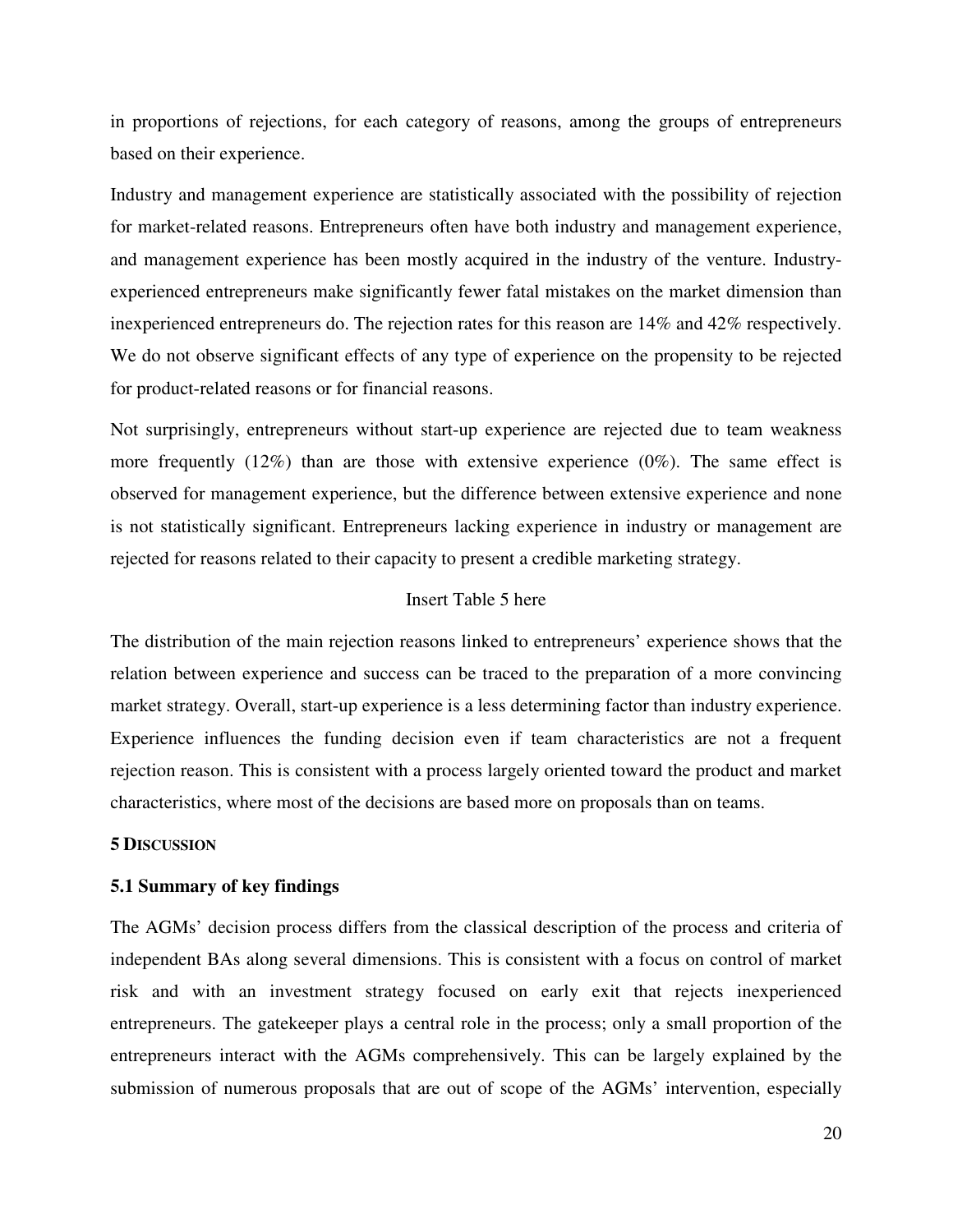in proportions of rejections, for each category of reasons, among the groups of entrepreneurs based on their experience.

Industry and management experience are statistically associated with the possibility of rejection for market-related reasons. Entrepreneurs often have both industry and management experience, and management experience has been mostly acquired in the industry of the venture. Industry-experienced entrepreneurs make significantly fewer fatal mistakes on the market dimension than inexperienced entrepreneurs do. The rejection rates for this reason are 14% and 42% respectively. We do not observe significant effects of any type of experience on the propensity to be rejected for product-related reasons or for financial reasons.

Not surprisingly, entrepreneurs without start-up experience are rejected due to team weakness more frequently (12%) than are those with extensive experience (0%). The same effect is observed for management experience, but the difference between extensive experience and none is not statistically significant. Entrepreneurs lacking experience in industry or management are rejected for reasons related to their capacity to present a credible marketing strategy.

Insert Table 5 here

The distribution of the main rejection reasons linked to entrepreneurs' experience shows that the relation between experience and success can be traced to the preparation of a more convincing market strategy. Overall, start-up experience is a less determining factor than industry experience. Experience influences the funding decision even if team characteristics are not a frequent rejection reason. This is consistent with a process largely oriented toward the product and market characteristics, where most of the decisions are based more on proposals than on teams.

## 5 Discussion

### 5.1 Summary of key findings

The AGMs' decision process differs from the classical description of the process and criteria of independent BAs along several dimensions. This is consistent with a focus on control of market risk and with an investment strategy focused on early exit that rejects inexperienced entrepreneurs. The gatekeeper plays a central role in the process; only a small proportion of the entrepreneurs interact with the AGMs comprehensively. This can be largely explained by the submission of numerous proposals that are out of scope of the AGMs' intervention, especially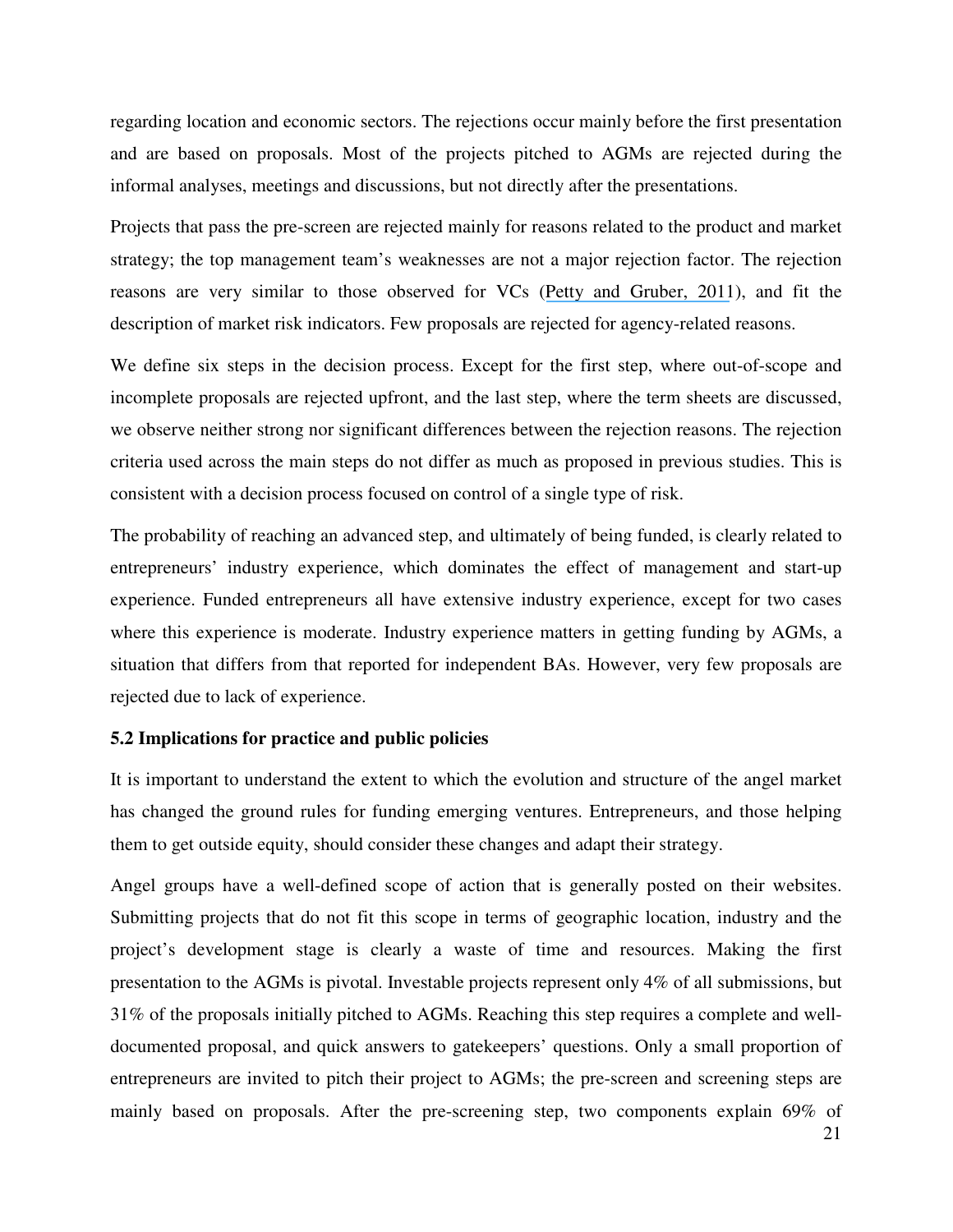regarding location and economic sectors. The rejections occur mainly before the first presentation and are based on proposals. Most of the projects pitched to AGMs are rejected during the informal analyses, meetings and discussions, but not directly after the presentations.

Projects that pass the pre-screen are rejected mainly for reasons related to the product and market strategy; the top management team's weaknesses are not a major rejection factor. The rejection reasons are very similar to those observed for VCs (Petty and Gruber, 2011), and fit the description of market risk indicators. Few proposals are rejected for agency-related reasons.

We define six steps in the decision process. Except for the first step, where out-of-scope and incomplete proposals are rejected upfront, and the last step, where the term sheets are discussed, we observe neither strong nor significant differences between the rejection reasons. The rejection criteria used across the main steps do not differ as much as proposed in previous studies. This is consistent with a decision process focused on control of a single type of risk.

The probability of reaching an advanced step, and ultimately of being funded, is clearly related to entrepreneurs' industry experience, which dominates the effect of management and start-up experience. Funded entrepreneurs all have extensive industry experience, except for two cases where this experience is moderate. Industry experience matters in getting funding by AGMs, a situation that differs from that reported for independent BAs. However, very few proposals are rejected due to lack of experience.

### 5.2 Implications for practice and public policies

It is important to understand the extent to which the evolution and structure of the angel market has changed the ground rules for funding emerging ventures. Entrepreneurs, and those helping them to get outside equity, should consider these changes and adapt their strategy.

Angel groups have a well-defined scope of action that is generally posted on their websites. Submitting projects that do not fit this scope in terms of geographic location, industry and the project's development stage is clearly a waste of time and resources. Making the first presentation to the AGMs is pivotal. Investable projects represent only 4% of all submissions, but 31% of the proposals initially pitched to AGMs. Reaching this step requires a complete and well-documented proposal, and quick answers to gatekeepers' questions. Only a small proportion of entrepreneurs are invited to pitch their project to AGMs; the pre-screen and screening steps are mainly based on proposals. After the pre-screening step, two components explain 69% of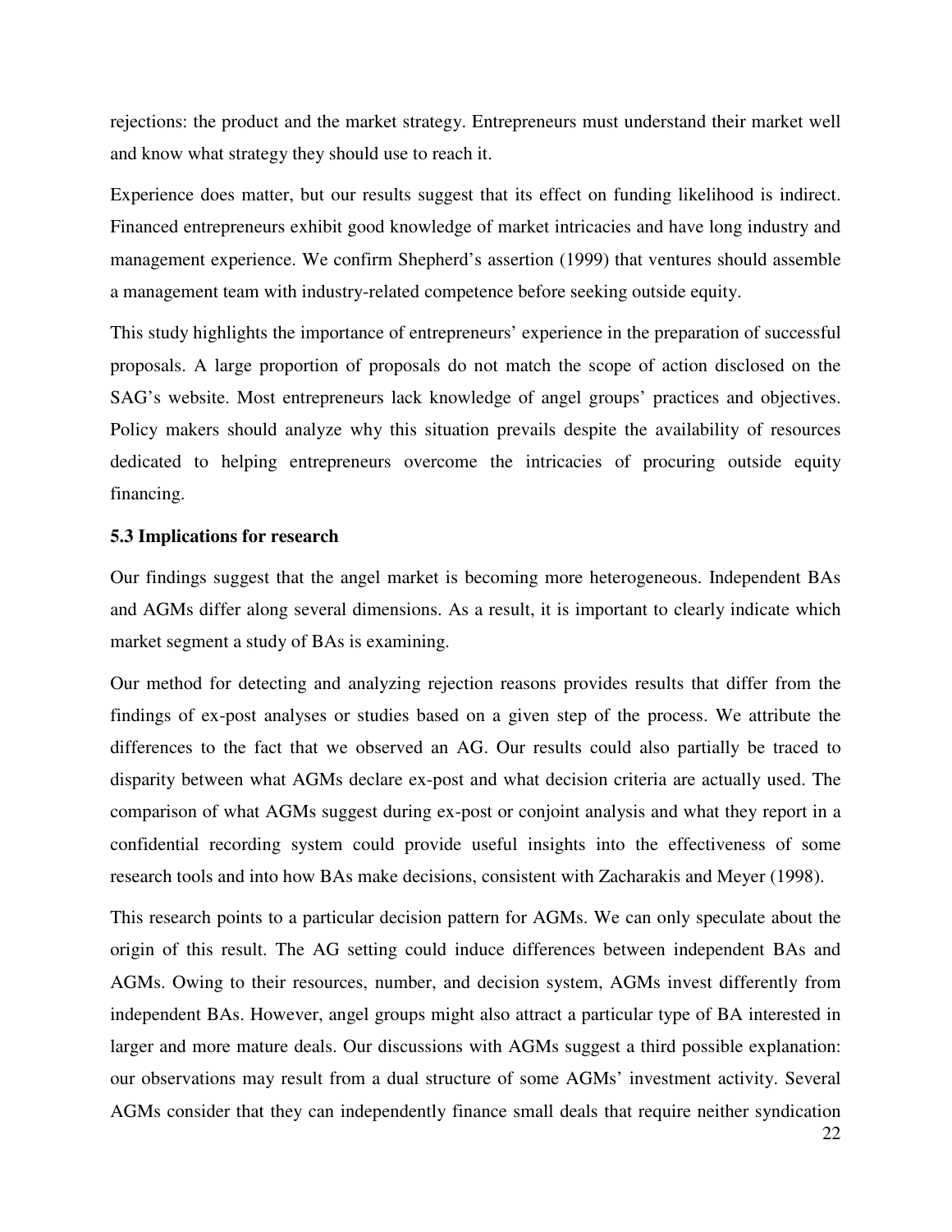rejections: the product and the market strategy. Entrepreneurs must understand their market well and know what strategy they should use to reach it.

Experience does matter, but our results suggest that its effect on funding likelihood is indirect. Financed entrepreneurs exhibit good knowledge of market intricacies and have long industry and management experience. We confirm Shepherd's assertion (1999) that ventures should assemble a management team with industry-related competence before seeking outside equity.

This study highlights the importance of entrepreneurs' experience in the preparation of successful proposals. A large proportion of proposals do not match the scope of action disclosed on the SAG's website. Most entrepreneurs lack knowledge of angel groups' practices and objectives. Policy makers should analyze why this situation prevails despite the availability of resources dedicated to helping entrepreneurs overcome the intricacies of procuring outside equity financing.

### 5.3 Implications for research

Our findings suggest that the angel market is becoming more heterogeneous. Independent BAs and AGMs differ along several dimensions. As a result, it is important to clearly indicate which market segment a study of BAs is examining.

Our method for detecting and analyzing rejection reasons provides results that differ from the findings of ex-post analyses or studies based on a given step of the process. We attribute the differences to the fact that we observed an AG. Our results could also partially be traced to disparity between what AGMs declare ex-post and what decision criteria are actually used. The comparison of what AGMs suggest during ex-post or conjoint analysis and what they report in a confidential recording system could provide useful insights into the effectiveness of some research tools and into how BAs make decisions, consistent with Zacharakis and Meyer (1998).

This research points to a particular decision pattern for AGMs. We can only speculate about the origin of this result. The AG setting could induce differences between independent BAs and AGMs. Owing to their resources, number, and decision system, AGMs invest differently from independent BAs. However, angel groups might also attract a particular type of BA interested in larger and more mature deals. Our discussions with AGMs suggest a third possible explanation: our observations may result from a dual structure of some AGMs' investment activity. Several AGMs consider that they can independently finance small deals that require neither syndication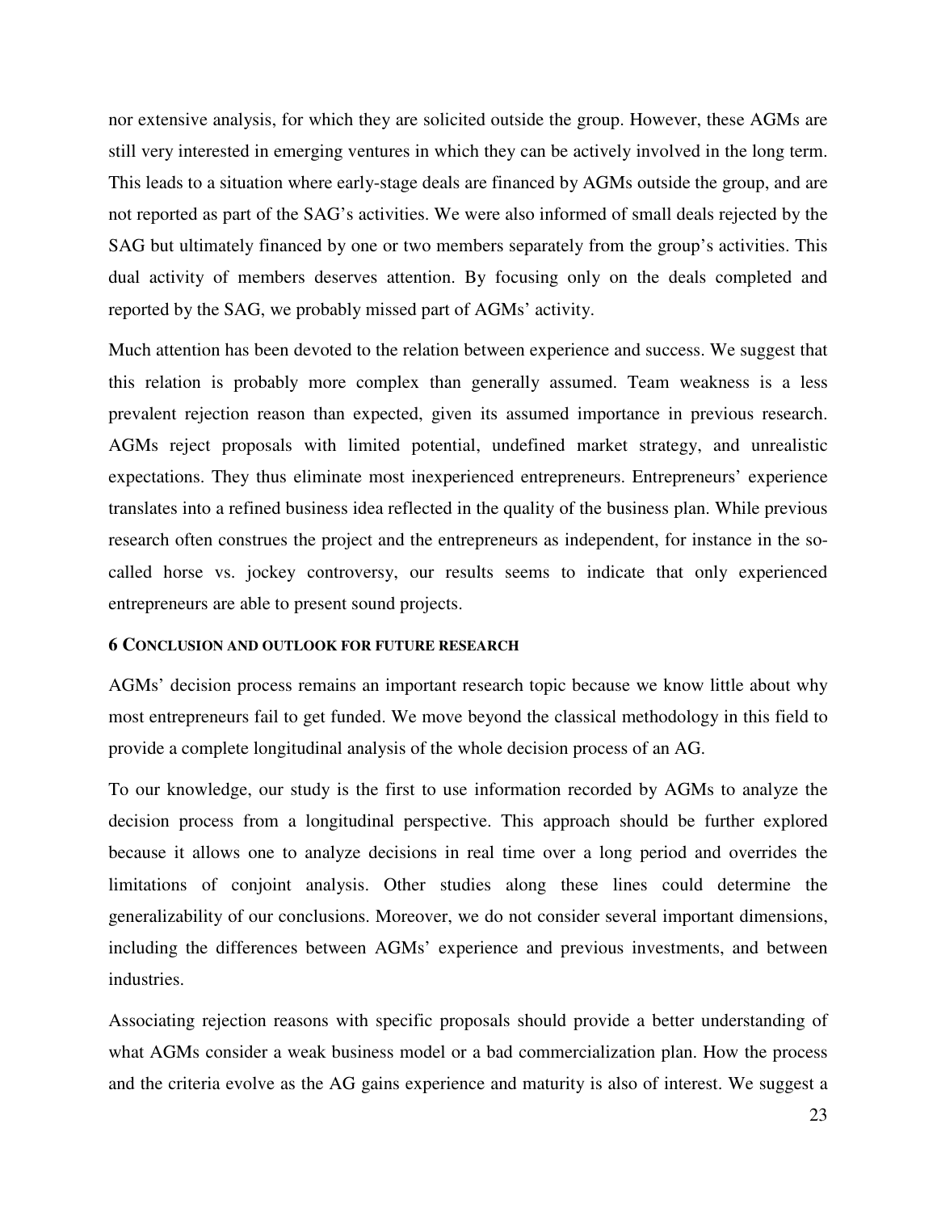nor extensive analysis, for which they are solicited outside the group. However, these AGMs are still very interested in emerging ventures in which they can be actively involved in the long term. This leads to a situation where early-stage deals are financed by AGMs outside the group, and are not reported as part of the SAG's activities. We were also informed of small deals rejected by the SAG but ultimately financed by one or two members separately from the group's activities. This dual activity of members deserves attention. By focusing only on the deals completed and reported by the SAG, we probably missed part of AGMs' activity.

Much attention has been devoted to the relation between experience and success. We suggest that this relation is probably more complex than generally assumed. Team weakness is a less prevalent rejection reason than expected, given its assumed importance in previous research. AGMs reject proposals with limited potential, undefined market strategy, and unrealistic expectations. They thus eliminate most inexperienced entrepreneurs. Entrepreneurs' experience translates into a refined business idea reflected in the quality of the business plan. While previous research often construes the project and the entrepreneurs as independent, for instance in the so-called horse vs. jockey controversy, our results seems to indicate that only experienced entrepreneurs are able to present sound projects.

#### 6 Conclusion and outlook for future research

AGMs' decision process remains an important research topic because we know little about why most entrepreneurs fail to get funded. We move beyond the classical methodology in this field to provide a complete longitudinal analysis of the whole decision process of an AG.

To our knowledge, our study is the first to use information recorded by AGMs to analyze the decision process from a longitudinal perspective. This approach should be further explored because it allows one to analyze decisions in real time over a long period and overrides the limitations of conjoint analysis. Other studies along these lines could determine the generalizability of our conclusions. Moreover, we do not consider several important dimensions, including the differences between AGMs' experience and previous investments, and between industries.

Associating rejection reasons with specific proposals should provide a better understanding of what AGMs consider a weak business model or a bad commercialization plan. How the process and the criteria evolve as the AG gains experience and maturity is also of interest. We suggest a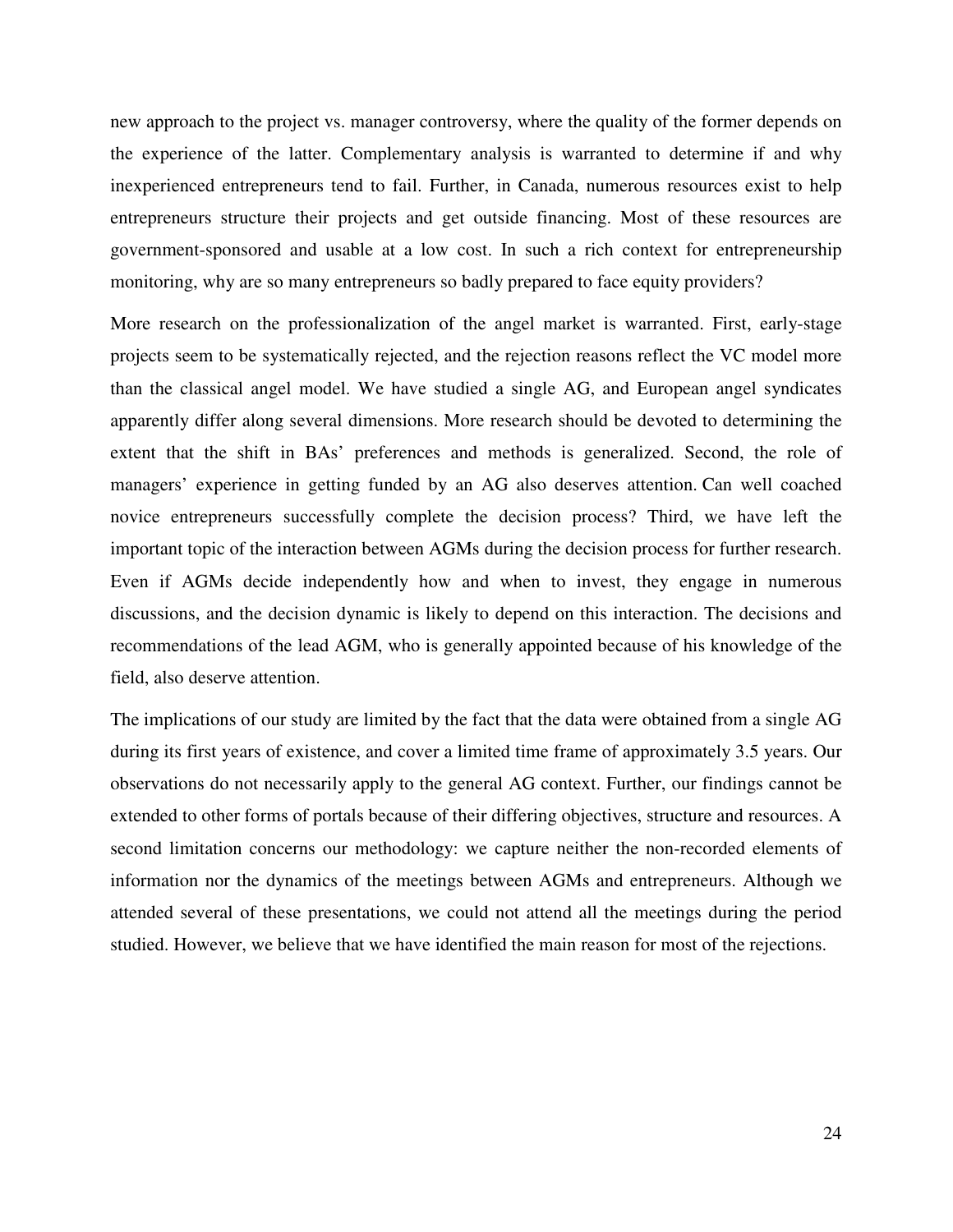new approach to the project vs. manager controversy, where the quality of the former depends on the experience of the latter. Complementary analysis is warranted to determine if and why inexperienced entrepreneurs tend to fail. Further, in Canada, numerous resources exist to help entrepreneurs structure their projects and get outside financing. Most of these resources are government-sponsored and usable at a low cost. In such a rich context for entrepreneurship monitoring, why are so many entrepreneurs so badly prepared to face equity providers?

More research on the professionalization of the angel market is warranted. First, early-stage projects seem to be systematically rejected, and the rejection reasons reflect the VC model more than the classical angel model. We have studied a single AG, and European angel syndicates apparently differ along several dimensions. More research should be devoted to determining the extent that the shift in BAs' preferences and methods is generalized. Second, the role of managers' experience in getting funded by an AG also deserves attention. Can well coached novice entrepreneurs successfully complete the decision process? Third, we have left the important topic of the interaction between AGMs during the decision process for further research. Even if AGMs decide independently how and when to invest, they engage in numerous discussions, and the decision dynamic is likely to depend on this interaction. The decisions and recommendations of the lead AGM, who is generally appointed because of his knowledge of the field, also deserve attention.

The implications of our study are limited by the fact that the data were obtained from a single AG during its first years of existence, and cover a limited time frame of approximately 3.5 years. Our observations do not necessarily apply to the general AG context. Further, our findings cannot be extended to other forms of portals because of their differing objectives, structure and resources. A second limitation concerns our methodology: we capture neither the non-recorded elements of information nor the dynamics of the meetings between AGMs and entrepreneurs. Although we attended several of these presentations, we could not attend all the meetings during the period studied. However, we believe that we have identified the main reason for most of the rejections.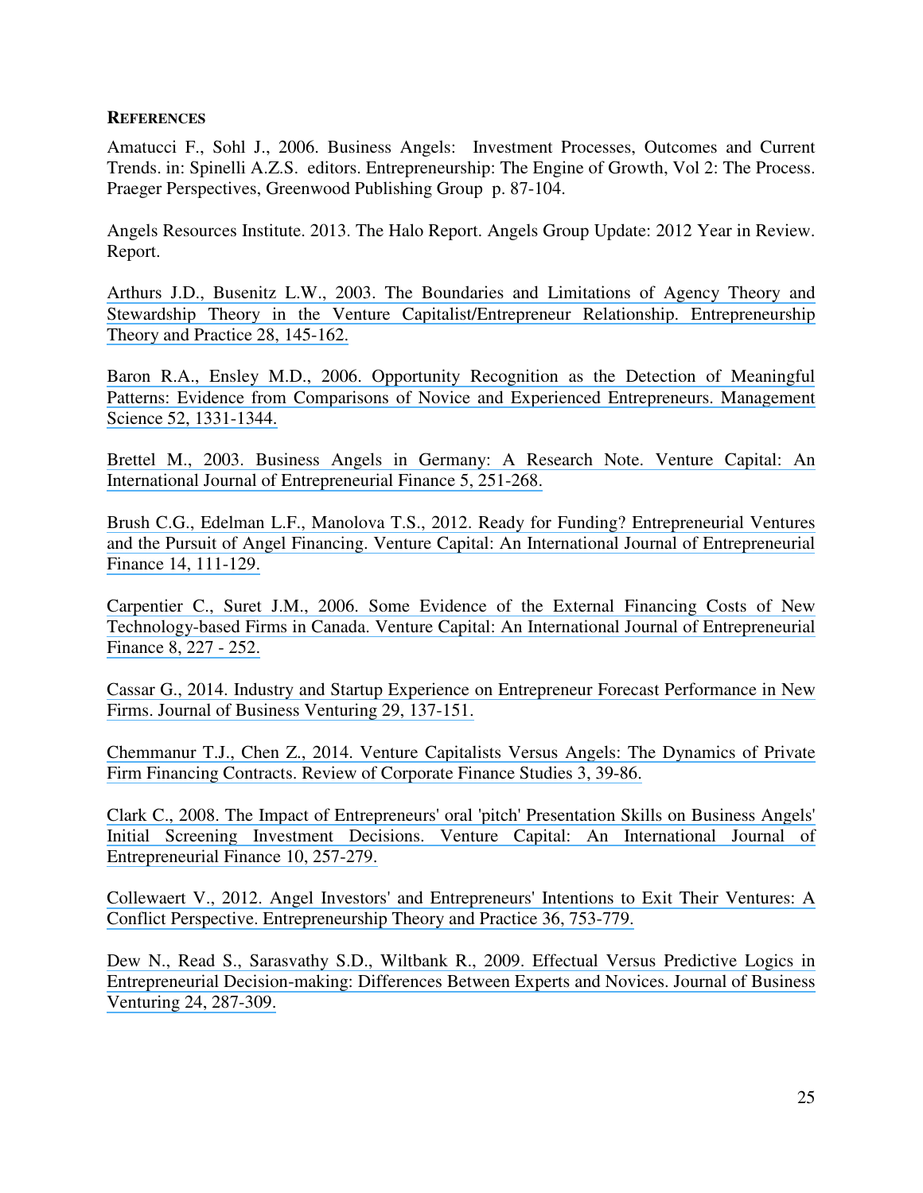**REFERENCES**

Amatucci F., Sohl J., 2006. Business Angels: Investment Processes, Outcomes and Current Trends. in: Spinelli A.Z.S. editors. Entrepreneurship: The Engine of Growth, Vol 2: The Process. Praeger Perspectives, Greenwood Publishing Group p. 87-104.

Angels Resources Institute. 2013. The Halo Report. Angels Group Update: 2012 Year in Review. Report.

Arthurs J.D., Busenitz L.W., 2003. The Boundaries and Limitations of Agency Theory and Stewardship Theory in the Venture Capitalist/Entrepreneur Relationship. Entrepreneurship Theory and Practice 28, 145-162.

Baron R.A., Ensley M.D., 2006. Opportunity Recognition as the Detection of Meaningful Patterns: Evidence from Comparisons of Novice and Experienced Entrepreneurs. Management Science 52, 1331-1344.

Brettel M., 2003. Business Angels in Germany: A Research Note. Venture Capital: An International Journal of Entrepreneurial Finance 5, 251-268.

Brush C.G., Edelman L.F., Manolova T.S., 2012. Ready for Funding? Entrepreneurial Ventures and the Pursuit of Angel Financing. Venture Capital: An International Journal of Entrepreneurial Finance 14, 111-129.

Carpentier C., Suret J.M., 2006. Some Evidence of the External Financing Costs of New Technology-based Firms in Canada. Venture Capital: An International Journal of Entrepreneurial Finance 8, 227 - 252.

Cassar G., 2014. Industry and Startup Experience on Entrepreneur Forecast Performance in New Firms. Journal of Business Venturing 29, 137-151.

Chemmanur T.J., Chen Z., 2014. Venture Capitalists Versus Angels: The Dynamics of Private Firm Financing Contracts. Review of Corporate Finance Studies 3, 39-86.

Clark C., 2008. The Impact of Entrepreneurs' oral 'pitch' Presentation Skills on Business Angels' Initial Screening Investment Decisions. Venture Capital: An International Journal of Entrepreneurial Finance 10, 257-279.

Collewaert V., 2012. Angel Investors' and Entrepreneurs' Intentions to Exit Their Ventures: A Conflict Perspective. Entrepreneurship Theory and Practice 36, 753-779.

Dew N., Read S., Sarasvathy S.D., Wiltbank R., 2009. Effectual Versus Predictive Logics in Entrepreneurial Decision-making: Differences Between Experts and Novices. Journal of Business Venturing 24, 287-309.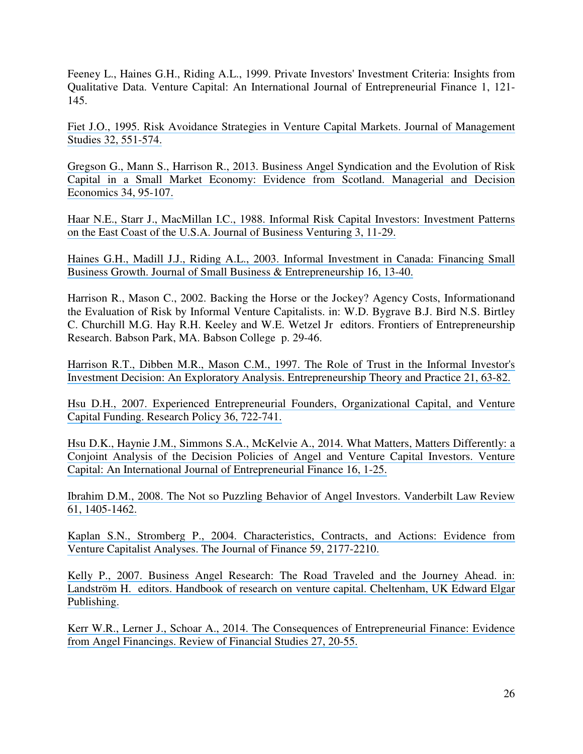Feeney L., Haines G.H., Riding A.L., 1999. Private Investors' Investment Criteria: Insights from Qualitative Data. Venture Capital: An International Journal of Entrepreneurial Finance 1, 121-145.

Fiet J.O., 1995. Risk Avoidance Strategies in Venture Capital Markets. Journal of Management Studies 32, 551-574.

Gregson G., Mann S., Harrison R., 2013. Business Angel Syndication and the Evolution of Risk Capital in a Small Market Economy: Evidence from Scotland. Managerial and Decision Economics 34, 95-107.

Haar N.E., Starr J., MacMillan I.C., 1988. Informal Risk Capital Investors: Investment Patterns on the East Coast of the U.S.A. Journal of Business Venturing 3, 11-29.

Haines G.H., Madill J.J., Riding A.L., 2003. Informal Investment in Canada: Financing Small Business Growth. Journal of Small Business & Entrepreneurship 16, 13-40.

Harrison R., Mason C., 2002. Backing the Horse or the Jockey? Agency Costs, Informationand the Evaluation of Risk by Informal Venture Capitalists. in: W.D. Bygrave B.J. Bird N.S. Birtley C. Churchill M.G. Hay R.H. Keeley and W.E. Wetzel Jr editors. Frontiers of Entrepreneurship Research. Babson Park, MA. Babson College p. 29-46.

Harrison R.T., Dibben M.R., Mason C.M., 1997. The Role of Trust in the Informal Investor's Investment Decision: An Exploratory Analysis. Entrepreneurship Theory and Practice 21, 63-82.

Hsu D.H., 2007. Experienced Entrepreneurial Founders, Organizational Capital, and Venture Capital Funding. Research Policy 36, 722-741.

Hsu D.K., Haynie J.M., Simmons S.A., McKelvie A., 2014. What Matters, Matters Differently: a Conjoint Analysis of the Decision Policies of Angel and Venture Capital Investors. Venture Capital: An International Journal of Entrepreneurial Finance 16, 1-25.

Ibrahim D.M., 2008. The Not so Puzzling Behavior of Angel Investors. Vanderbilt Law Review 61, 1405-1462.

Kaplan S.N., Stromberg P., 2004. Characteristics, Contracts, and Actions: Evidence from Venture Capitalist Analyses. The Journal of Finance 59, 2177-2210.

Kelly P., 2007. Business Angel Research: The Road Traveled and the Journey Ahead. in: Landström H. editors. Handbook of research on venture capital. Cheltenham, UK Edward Elgar Publishing.

Kerr W.R., Lerner J., Schoar A., 2014. The Consequences of Entrepreneurial Finance: Evidence from Angel Financings. Review of Financial Studies 27, 20-55.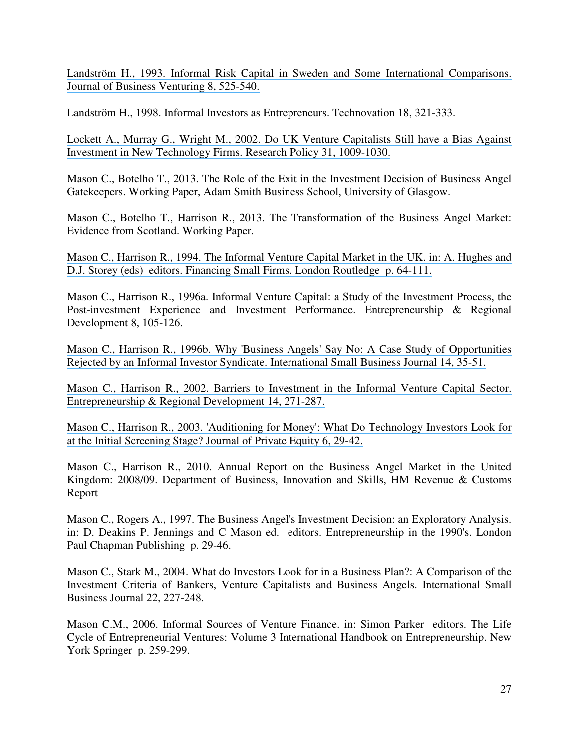Landström H., 1993. Informal Risk Capital in Sweden and Some International Comparisons. Journal of Business Venturing 8, 525-540.

Landström H., 1998. Informal Investors as Entrepreneurs. Technovation 18, 321-333.

Lockett A., Murray G., Wright M., 2002. Do UK Venture Capitalists Still have a Bias Against Investment in New Technology Firms. Research Policy 31, 1009-1030.

Mason C., Botelho T., 2013. The Role of the Exit in the Investment Decision of Business Angel Gatekeepers. Working Paper, Adam Smith Business School, University of Glasgow.

Mason C., Botelho T., Harrison R., 2013. The Transformation of the Business Angel Market: Evidence from Scotland. Working Paper.

Mason C., Harrison R., 1994. The Informal Venture Capital Market in the UK. in: A. Hughes and D.J. Storey (eds) editors. Financing Small Firms. London Routledge p. 64-111.

Mason C., Harrison R., 1996a. Informal Venture Capital: a Study of the Investment Process, the Post-investment Experience and Investment Performance. Entrepreneurship & Regional Development 8, 105-126.

Mason C., Harrison R., 1996b. Why 'Business Angels' Say No: A Case Study of Opportunities Rejected by an Informal Investor Syndicate. International Small Business Journal 14, 35-51.

Mason C., Harrison R., 2002. Barriers to Investment in the Informal Venture Capital Sector. Entrepreneurship & Regional Development 14, 271-287.

Mason C., Harrison R., 2003. 'Auditioning for Money': What Do Technology Investors Look for at the Initial Screening Stage? Journal of Private Equity 6, 29-42.

Mason C., Harrison R., 2010. Annual Report on the Business Angel Market in the United Kingdom: 2008/09. Department of Business, Innovation and Skills, HM Revenue & Customs Report

Mason C., Rogers A., 1997. The Business Angel's Investment Decision: an Exploratory Analysis. in: D. Deakins P. Jennings and C Mason ed. editors. Entrepreneurship in the 1990's. London Paul Chapman Publishing p. 29-46.

Mason C., Stark M., 2004. What do Investors Look for in a Business Plan?: A Comparison of the Investment Criteria of Bankers, Venture Capitalists and Business Angels. International Small Business Journal 22, 227-248.

Mason C.M., 2006. Informal Sources of Venture Finance. in: Simon Parker editors. The Life Cycle of Entrepreneurial Ventures: Volume 3 International Handbook on Entrepreneurship. New York Springer p. 259-299.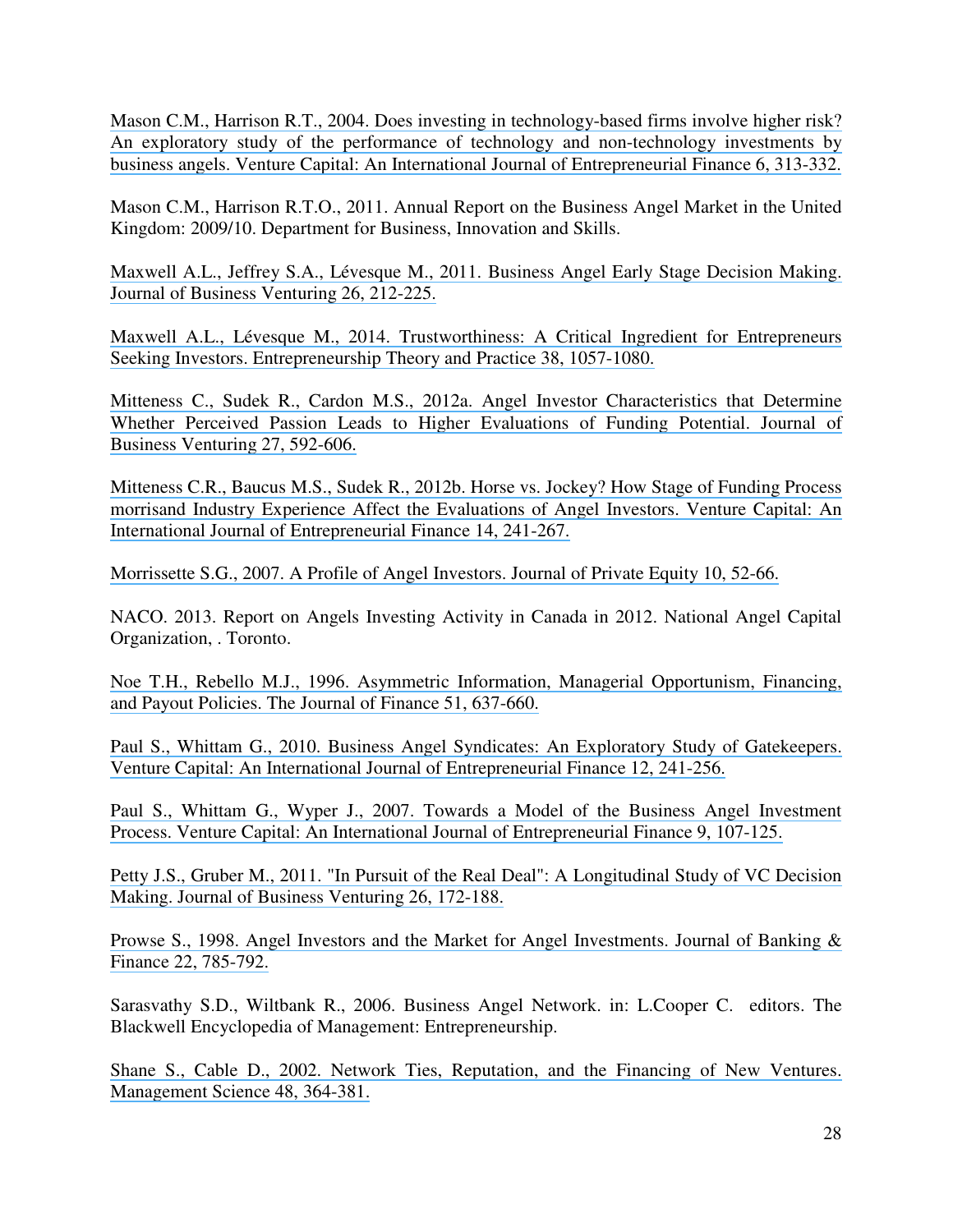Mason C.M., Harrison R.T., 2004. Does investing in technology-based firms involve higher risk? An exploratory study of the performance of technology and non-technology investments by business angels. Venture Capital: An International Journal of Entrepreneurial Finance 6, 313-332.

Mason C.M., Harrison R.T.O., 2011. Annual Report on the Business Angel Market in the United Kingdom: 2009/10. Department for Business, Innovation and Skills.

Maxwell A.L., Jeffrey S.A., Lévesque M., 2011. Business Angel Early Stage Decision Making. Journal of Business Venturing 26, 212-225.

Maxwell A.L., Lévesque M., 2014. Trustworthiness: A Critical Ingredient for Entrepreneurs Seeking Investors. Entrepreneurship Theory and Practice 38, 1057-1080.

Mitteness C., Sudek R., Cardon M.S., 2012a. Angel Investor Characteristics that Determine Whether Perceived Passion Leads to Higher Evaluations of Funding Potential. Journal of Business Venturing 27, 592-606.

Mitteness C.R., Baucus M.S., Sudek R., 2012b. Horse vs. Jockey? How Stage of Funding Process morrisand Industry Experience Affect the Evaluations of Angel Investors. Venture Capital: An International Journal of Entrepreneurial Finance 14, 241-267.

Morrissette S.G., 2007. A Profile of Angel Investors. Journal of Private Equity 10, 52-66.

NACO. 2013. Report on Angels Investing Activity in Canada in 2012. National Angel Capital Organization, . Toronto.

Noe T.H., Rebello M.J., 1996. Asymmetric Information, Managerial Opportunism, Financing, and Payout Policies. The Journal of Finance 51, 637-660.

Paul S., Whittam G., 2010. Business Angel Syndicates: An Exploratory Study of Gatekeepers. Venture Capital: An International Journal of Entrepreneurial Finance 12, 241-256.

Paul S., Whittam G., Wyper J., 2007. Towards a Model of the Business Angel Investment Process. Venture Capital: An International Journal of Entrepreneurial Finance 9, 107-125.

Petty J.S., Gruber M., 2011. "In Pursuit of the Real Deal": A Longitudinal Study of VC Decision Making. Journal of Business Venturing 26, 172-188.

Prowse S., 1998. Angel Investors and the Market for Angel Investments. Journal of Banking & Finance 22, 785-792.

Sarasvathy S.D., Wiltbank R., 2006. Business Angel Network. in: L.Cooper C. editors. The Blackwell Encyclopedia of Management: Entrepreneurship.

Shane S., Cable D., 2002. Network Ties, Reputation, and the Financing of New Ventures. Management Science 48, 364-381.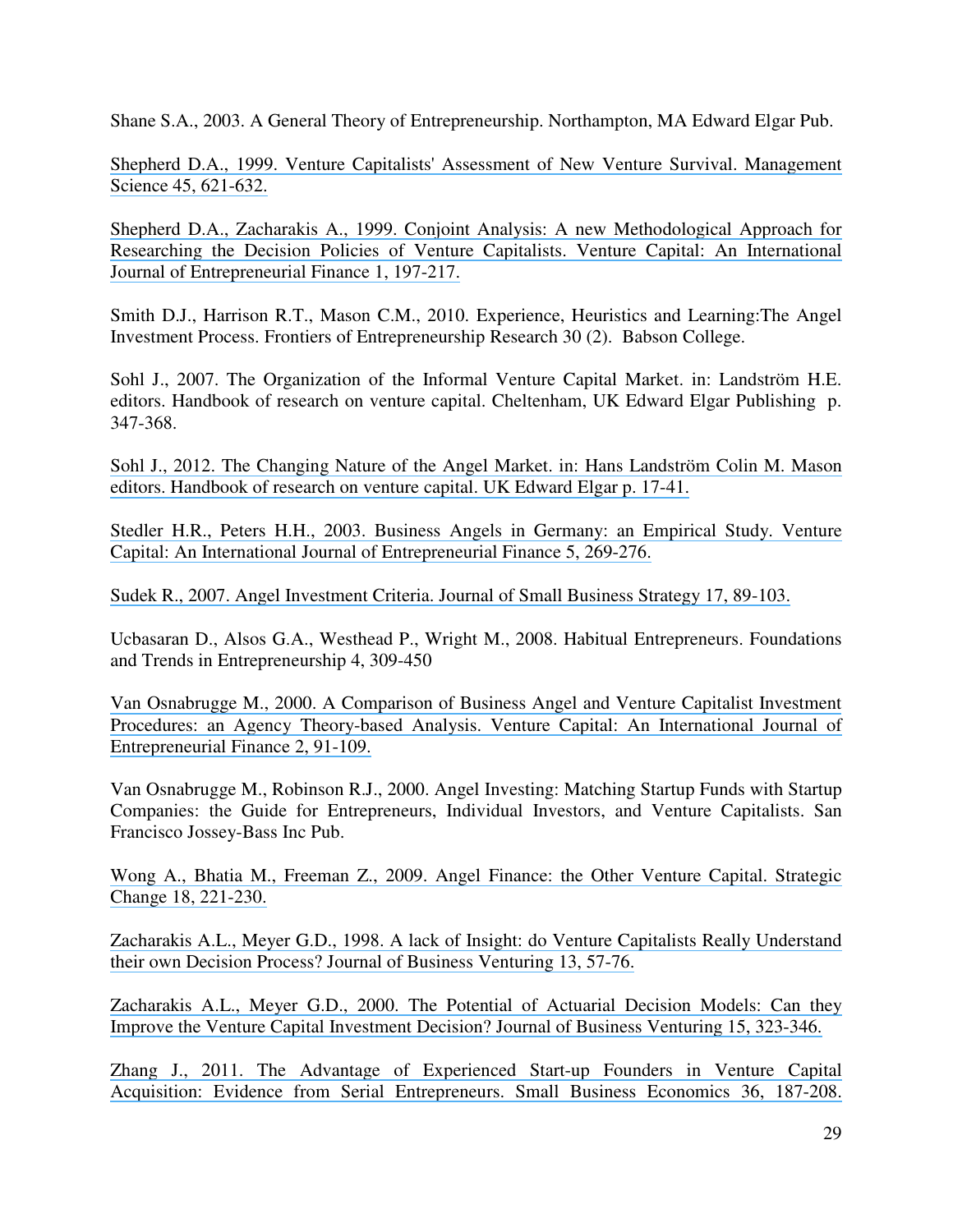Shane S.A., 2003. A General Theory of Entrepreneurship. Northampton, MA Edward Elgar Pub.

Shepherd D.A., 1999. Venture Capitalists' Assessment of New Venture Survival. Management Science 45, 621-632.

Shepherd D.A., Zacharakis A., 1999. Conjoint Analysis: A new Methodological Approach for Researching the Decision Policies of Venture Capitalists. Venture Capital: An International Journal of Entrepreneurial Finance 1, 197-217.

Smith D.J., Harrison R.T., Mason C.M., 2010. Experience, Heuristics and Learning:The Angel Investment Process. Frontiers of Entrepreneurship Research 30 (2). Babson College.

Sohl J., 2007. The Organization of the Informal Venture Capital Market. in: Landström H.E. editors. Handbook of research on venture capital. Cheltenham, UK Edward Elgar Publishing p. 347-368.

Sohl J., 2012. The Changing Nature of the Angel Market. in: Hans Landström Colin M. Mason editors. Handbook of research on venture capital. UK Edward Elgar p. 17-41.

Stedler H.R., Peters H.H., 2003. Business Angels in Germany: an Empirical Study. Venture Capital: An International Journal of Entrepreneurial Finance 5, 269-276.

Sudek R., 2007. Angel Investment Criteria. Journal of Small Business Strategy 17, 89-103.

Ucbasaran D., Alsos G.A., Westhead P., Wright M., 2008. Habitual Entrepreneurs. Foundations and Trends in Entrepreneurship 4, 309-450

Van Osnabrugge M., 2000. A Comparison of Business Angel and Venture Capitalist Investment Procedures: an Agency Theory-based Analysis. Venture Capital: An International Journal of Entrepreneurial Finance 2, 91-109.

Van Osnabrugge M., Robinson R.J., 2000. Angel Investing: Matching Startup Funds with Startup Companies: the Guide for Entrepreneurs, Individual Investors, and Venture Capitalists. San Francisco Jossey-Bass Inc Pub.

Wong A., Bhatia M., Freeman Z., 2009. Angel Finance: the Other Venture Capital. Strategic Change 18, 221-230.

Zacharakis A.L., Meyer G.D., 1998. A lack of Insight: do Venture Capitalists Really Understand their own Decision Process? Journal of Business Venturing 13, 57-76.

Zacharakis A.L., Meyer G.D., 2000. The Potential of Actuarial Decision Models: Can they Improve the Venture Capital Investment Decision? Journal of Business Venturing 15, 323-346.

Zhang J., 2011. The Advantage of Experienced Start-up Founders in Venture Capital Acquisition: Evidence from Serial Entrepreneurs. Small Business Economics 36, 187-208.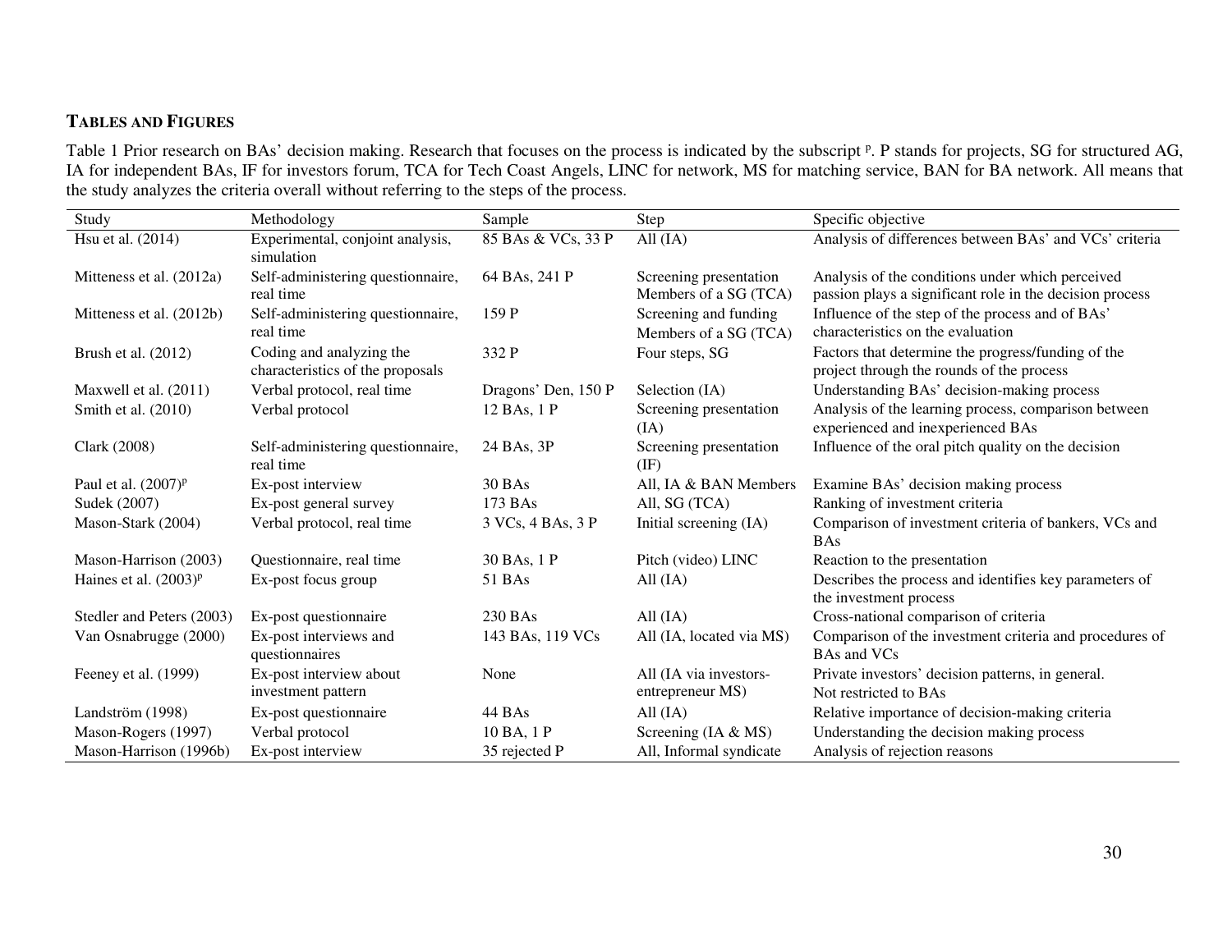## TABLES AND FIGURES

Table 1 Prior research on BAs' decision making. Research that focuses on the process is indicated by the subscript [p]. P stands for projects, SG for structured AG, IA for independent BAs, IF for investors forum, TCA for Tech Coast Angels, LINC for network, MS for matching service, BAN for BA network. All means that the study analyzes the criteria overall without referring to the steps of the process.

| Study | Methodology | Sample | Step | Specific objective |
|---|---|---|---|---|
| Hsu et al. (2014) | Experimental, conjoint analysis, simulation | 85 BAs & VCs, 33 P | All (IA) | Analysis of differences between BAs' and VCs' criteria |
| Mitteness et al. (2012a) | Self-administering questionnaire, real time | 64 BAs, 241 P | Screening presentation Members of a SG (TCA) | Analysis of the conditions under which perceived passion plays a significant role in the decision process |
| Mitteness et al. (2012b) | Self-administering questionnaire, real time | 159 P | Screening and funding Members of a SG (TCA) | Influence of the step of the process and of BAs' characteristics on the evaluation |
| Brush et al. (2012) | Coding and analyzing the characteristics of the proposals | 332 P | Four steps, SG | Factors that determine the progress/funding of the project through the rounds of the process |
| Maxwell et al. (2011) | Verbal protocol, real time | Dragons' Den, 150 P | Selection (IA) | Understanding BAs' decision-making process |
| Smith et al. (2010) | Verbal protocol | 12 BAs, 1 P | Screening presentation (IA) | Analysis of the learning process, comparison between experienced and inexperienced BAs |
| Clark (2008) | Self-administering questionnaire, real time | 24 BAs, 3P | Screening presentation (IF) | Influence of the oral pitch quality on the decision |
| Paul et al. (2007)[p] | Ex-post interview | 30 BAs | All, IA & BAN Members | Examine BAs' decision making process |
| Sudek (2007) | Ex-post general survey | 173 BAs | All, SG (TCA) | Ranking of investment criteria |
| Mason-Stark (2004) | Verbal protocol, real time | 3 VCs, 4 BAs, 3 P | Initial screening (IA) | Comparison of investment criteria of bankers, VCs and BAs |
| Mason-Harrison (2003) | Questionnaire, real time | 30 BAs, 1 P | Pitch (video) LINC | Reaction to the presentation |
| Haines et al. (2003)[p] | Ex-post focus group | 51 BAs | All (IA) | Describes the process and identifies key parameters of the investment process |
| Stedler and Peters (2003) | Ex-post questionnaire | 230 BAs | All (IA) | Cross-national comparison of criteria |
| Van Osnabrugge (2000) | Ex-post interviews and questionnaires | 143 BAs, 119 VCs | All (IA, located via MS) | Comparison of the investment criteria and procedures of BAs and VCs |
| Feeney et al. (1999) | Ex-post interview about investment pattern | None | All (IA via investors-entrepreneur MS) | Private investors' decision patterns, in general. Not restricted to BAs |
| Landström (1998) | Ex-post questionnaire | 44 BAs | All (IA) | Relative importance of decision-making criteria |
| Mason-Rogers (1997) | Verbal protocol | 10 BA, 1 P | Screening (IA & MS) | Understanding the decision making process |
| Mason-Harrison (1996b) | Ex-post interview | 35 rejected P | All, Informal syndicate | Analysis of rejection reasons |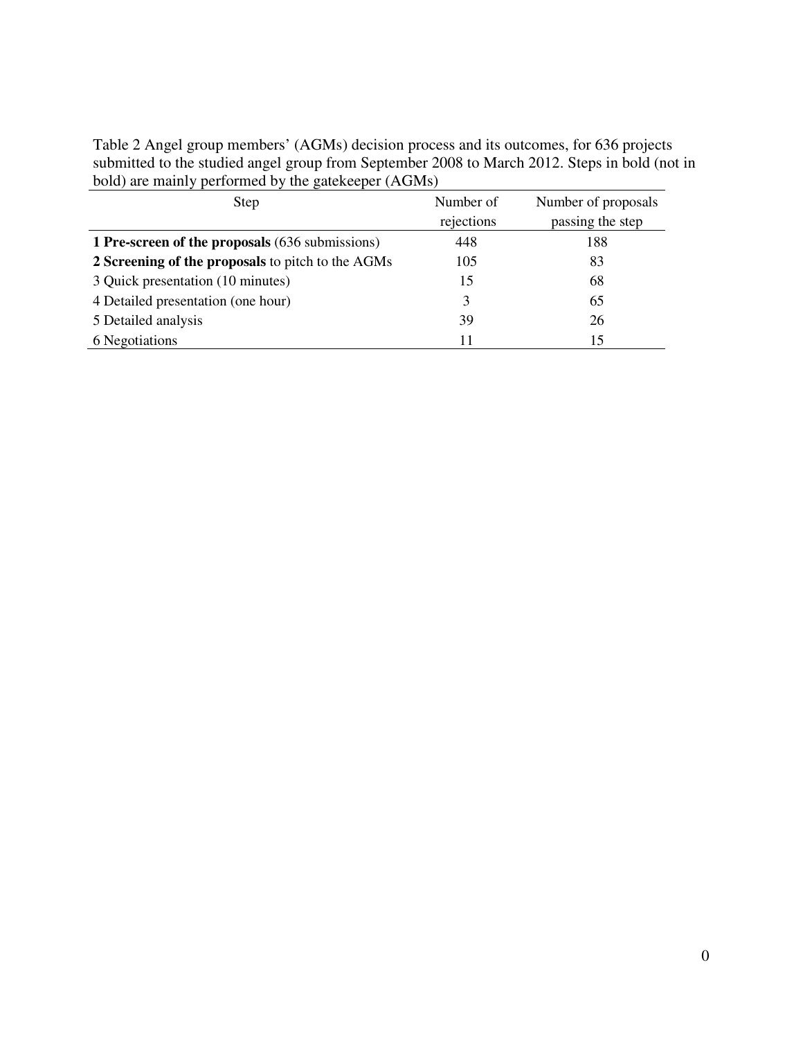Table 2 Angel group members' (AGMs) decision process and its outcomes, for 636 projects submitted to the studied angel group from September 2008 to March 2012. Steps in bold (not in bold) are mainly performed by the gatekeeper (AGMs)

| Step | Number of rejections | Number of proposals passing the step |
|---|---|---|
| **1 Pre-screen of the proposals** (636 submissions) | 448 | 188 |
| **2 Screening of the proposals** to pitch to the AGMs | 105 | 83 |
| 3 Quick presentation (10 minutes) | 15 | 68 |
| 4 Detailed presentation (one hour) | 3 | 65 |
| 5 Detailed analysis | 39 | 26 |
| 6 Negotiations | 11 | 15 |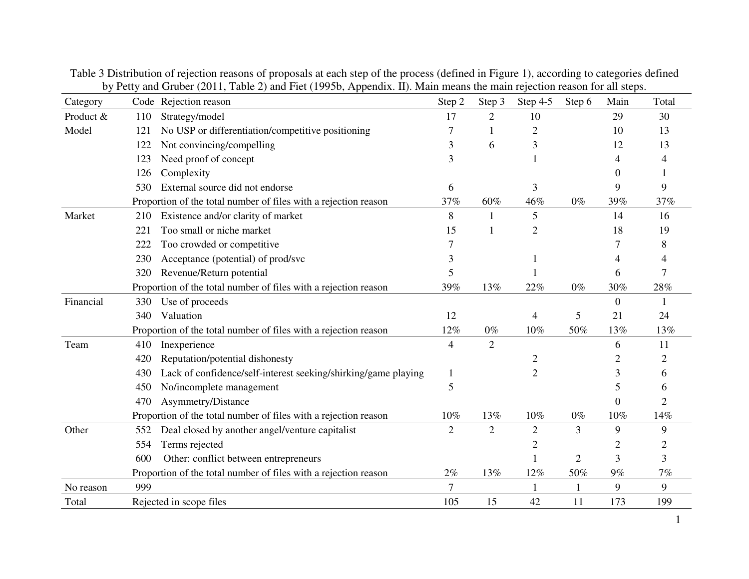Table 3 Distribution of rejection reasons of proposals at each step of the process (defined in Figure 1), according to categories defined by Petty and Gruber (2011, Table 2) and Fiet (1995b, Appendix. II). Main means the main rejection reason for all steps.

| Category | Code | Rejection reason | Step 2 | Step 3 | Step 4-5 | Step 6 | Main | Total |
|---|---|---|---|---|---|---|---|---|
| Product & Model | 110 | Strategy/model | 17 | 2 | 10 | | 29 | 30 |
| | 121 | No USP or differentiation/competitive positioning | 7 | 1 | 2 | | 10 | 13 |
| | 122 | Not convincing/compelling | 3 | 6 | 3 | | 12 | 13 |
| | 123 | Need proof of concept | 3 | | 1 | | 4 | 4 |
| | 126 | Complexity | | | | | 0 | 1 |
| | 530 | External source did not endorse | 6 | | 3 | | 9 | 9 |
| | Proportion of the total number of files with a rejection reason | | 37% | 60% | 46% | 0% | 39% | 37% |
| Market | 210 | Existence and/or clarity of market | 8 | 1 | 5 | | 14 | 16 |
| | 221 | Too small or niche market | 15 | 1 | 2 | | 18 | 19 |
| | 222 | Too crowded or competitive | 7 | | | | 7 | 8 |
| | 230 | Acceptance (potential) of prod/svc | 3 | | 1 | | 4 | 4 |
| | 320 | Revenue/Return potential | 5 | | 1 | | 6 | 7 |
| | Proportion of the total number of files with a rejection reason | | 39% | 13% | 22% | 0% | 30% | 28% |
| Financial | 330 | Use of proceeds | | | | | 0 | 1 |
| | 340 | Valuation | 12 | | 4 | 5 | 21 | 24 |
| | Proportion of the total number of files with a rejection reason | | 12% | 0% | 10% | 50% | 13% | 13% |
| Team | 410 | Inexperience | 4 | 2 | | | 6 | 11 |
| | 420 | Reputation/potential dishonesty | | | 2 | | 2 | 2 |
| | 430 | Lack of confidence/self-interest seeking/shirking/game playing | 1 | | 2 | | 3 | 6 |
| | 450 | No/incomplete management | 5 | | | | 5 | 6 |
| | 470 | Asymmetry/Distance | | | | | 0 | 2 |
| | Proportion of the total number of files with a rejection reason | | 10% | 13% | 10% | 0% | 10% | 14% |
| Other | 552 | Deal closed by another angel/venture capitalist | 2 | 2 | 2 | 3 | 9 | 9 |
| | 554 | Terms rejected | | | 2 | | 2 | 2 |
| | 600 | Other: conflict between entrepreneurs | | | 1 | 2 | 3 | 3 |
| | Proportion of the total number of files with a rejection reason | | 2% | 13% | 12% | 50% | 9% | 7% |
| No reason | 999 | | 7 | | 1 | 1 | 9 | 9 |
| Total | Rejected in scope files | | 105 | 15 | 42 | 11 | 173 | 199 |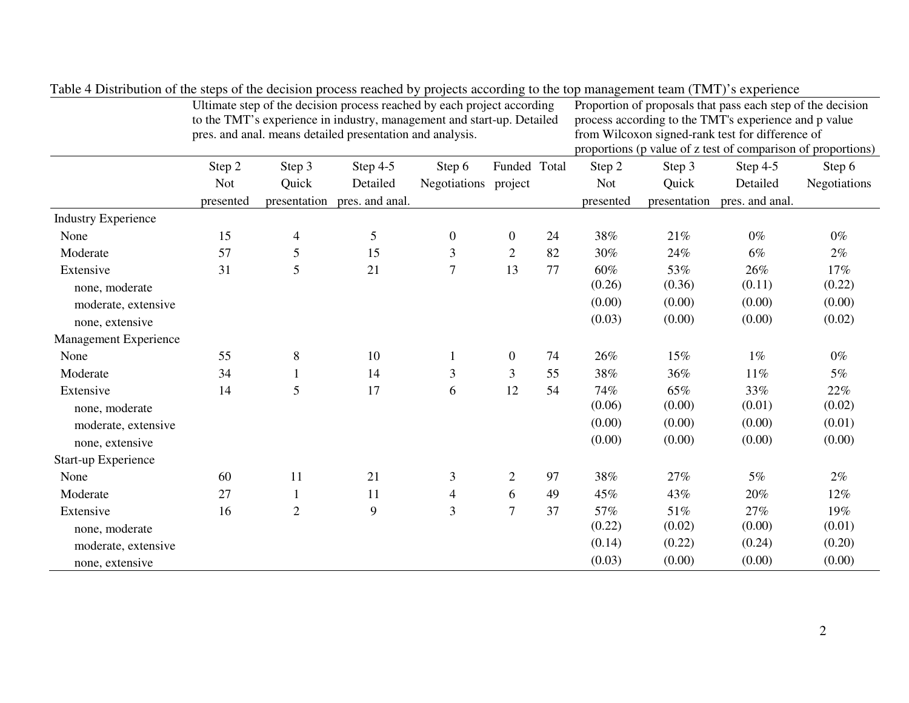Table 4 Distribution of the steps of the decision process reached by projects according to the top management team (TMT)'s experience

| | Ultimate step of the decision process reached by each project according to the TMT's experience in industry, management and start-up. Detailed pres. and anal. means detailed presentation and analysis. | | | | | | Proportion of proposals that pass each step of the decision process according to the TMT's experience and p value from Wilcoxon signed-rank test for difference of proportions (p value of z test of comparison of proportions) | | | |
|---|---|---|---|---|---|---|---|---|---|---|
| | Step 2 Not presented | Step 3 Quick presentation | Step 4-5 Detailed pres. and anal. | Step 6 Negotiations | Funded project | Total | Step 2 Not presented | Step 3 Quick presentation | Step 4-5 Detailed pres. and anal. | Step 6 Negotiations |
| Industry Experience | | | | | | | | | | |
| None | 15 | 4 | 5 | 0 | 0 | 24 | 38% | 21% | 0% | 0% |
| Moderate | 57 | 5 | 15 | 3 | 2 | 82 | 30% | 24% | 6% | 2% |
| Extensive | 31 | 5 | 21 | 7 | 13 | 77 | 60% | 53% | 26% | 17% |
| none, moderate | | | | | | | (0.26) | (0.36) | (0.11) | (0.22) |
| moderate, extensive | | | | | | | (0.00) | (0.00) | (0.00) | (0.00) |
| none, extensive | | | | | | | (0.03) | (0.00) | (0.00) | (0.02) |
| Management Experience | | | | | | | | | | |
| None | 55 | 8 | 10 | 1 | 0 | 74 | 26% | 15% | 1% | 0% |
| Moderate | 34 | 1 | 14 | 3 | 3 | 55 | 38% | 36% | 11% | 5% |
| Extensive | 14 | 5 | 17 | 6 | 12 | 54 | 74% | 65% | 33% | 22% |
| none, moderate | | | | | | | (0.06) | (0.00) | (0.01) | (0.02) |
| moderate, extensive | | | | | | | (0.00) | (0.00) | (0.00) | (0.01) |
| none, extensive | | | | | | | (0.00) | (0.00) | (0.00) | (0.00) |
| Start-up Experience | | | | | | | | | | |
| None | 60 | 11 | 21 | 3 | 2 | 97 | 38% | 27% | 5% | 2% |
| Moderate | 27 | 1 | 11 | 4 | 6 | 49 | 45% | 43% | 20% | 12% |
| Extensive | 16 | 2 | 9 | 3 | 7 | 37 | 57% | 51% | 27% | 19% |
| none, moderate | | | | | | | (0.22) | (0.02) | (0.00) | (0.01) |
| moderate, extensive | | | | | | | (0.14) | (0.22) | (0.24) | (0.20) |
| none, extensive | | | | | | | (0.03) | (0.00) | (0.00) | (0.00) |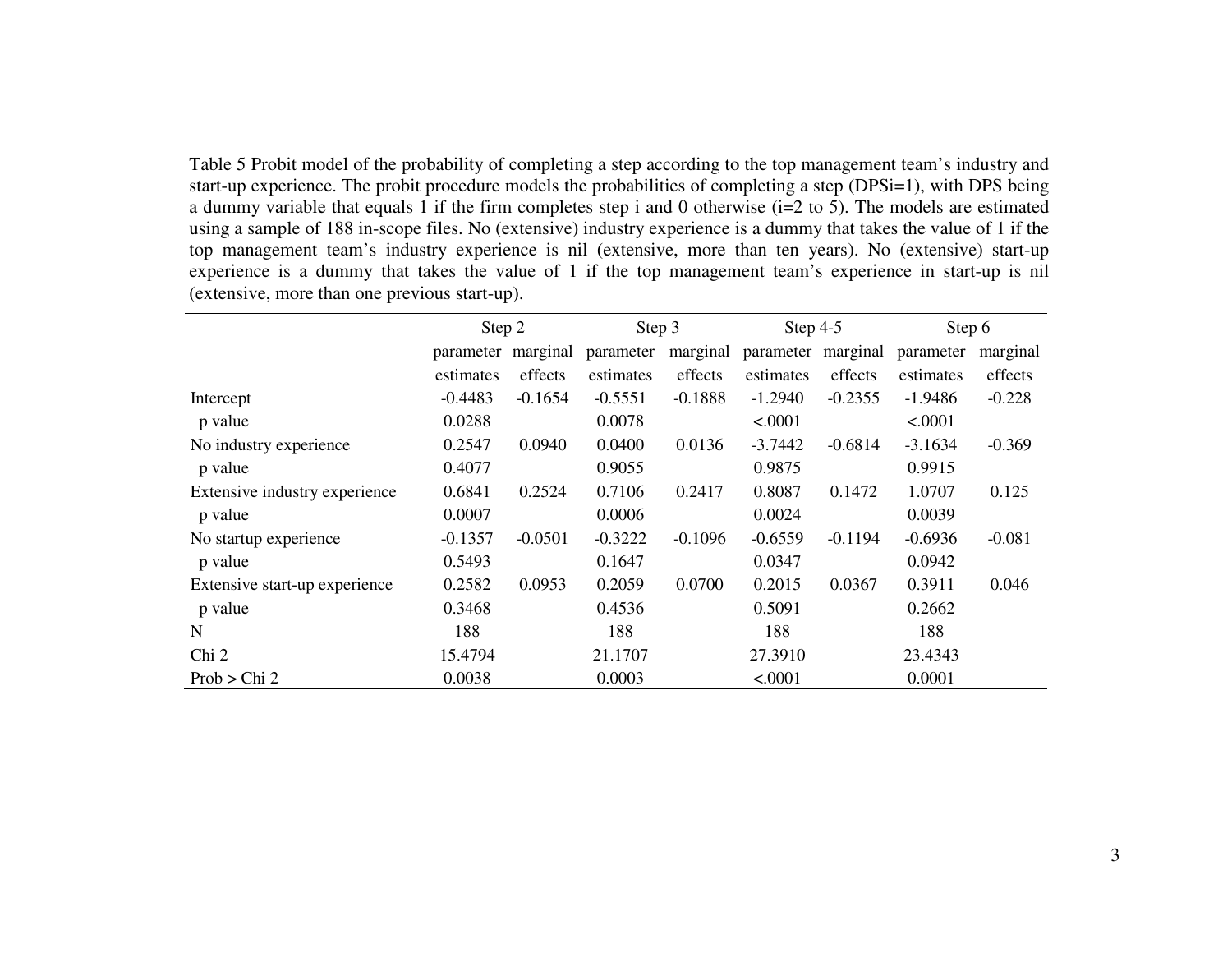Table 5 Probit model of the probability of completing a step according to the top management team's industry and start-up experience. The probit procedure models the probabilities of completing a step (DPSi=1), with DPS being a dummy variable that equals 1 if the firm completes step i and 0 otherwise (i=2 to 5). The models are estimated using a sample of 188 in-scope files. No (extensive) industry experience is a dummy that takes the value of 1 if the top management team's industry experience is nil (extensive, more than ten years). No (extensive) start-up experience is a dummy that takes the value of 1 if the top management team's experience in start-up is nil (extensive, more than one previous start-up).

| | Step 2 | | Step 3 | | Step 4-5 | | Step 6 | |
|---|---|---|---|---|---|---|---|---|
| | parameter estimates | marginal effects | parameter estimates | marginal effects | parameter estimates | marginal effects | parameter estimates | marginal effects |
| Intercept | -0.4483 | -0.1654 | -0.5551 | -0.1888 | -1.2940 | -0.2355 | -1.9486 | -0.228 |
| p value | 0.0288 | | 0.0078 | | <.0001 | | <.0001 | |
| No industry experience | 0.2547 | 0.0940 | 0.0400 | 0.0136 | -3.7442 | -0.6814 | -3.1634 | -0.369 |
| p value | 0.4077 | | 0.9055 | | 0.9875 | | 0.9915 | |
| Extensive industry experience | 0.6841 | 0.2524 | 0.7106 | 0.2417 | 0.8087 | 0.1472 | 1.0707 | 0.125 |
| p value | 0.0007 | | 0.0006 | | 0.0024 | | 0.0039 | |
| No startup experience | -0.1357 | -0.0501 | -0.3222 | -0.1096 | -0.6559 | -0.1194 | -0.6936 | -0.081 |
| p value | 0.5493 | | 0.1647 | | 0.0347 | | 0.0942 | |
| Extensive start-up experience | 0.2582 | 0.0953 | 0.2059 | 0.0700 | 0.2015 | 0.0367 | 0.3911 | 0.046 |
| p value | 0.3468 | | 0.4536 | | 0.5091 | | 0.2662 | |
| N | 188 | | 188 | | 188 | | 188 | |
| Chi 2 | 15.4794 | | 21.1707 | | 27.3910 | | 23.4343 | |
| Prob > Chi 2 | 0.0038 | | 0.0003 | | <.0001 | | 0.0001 | |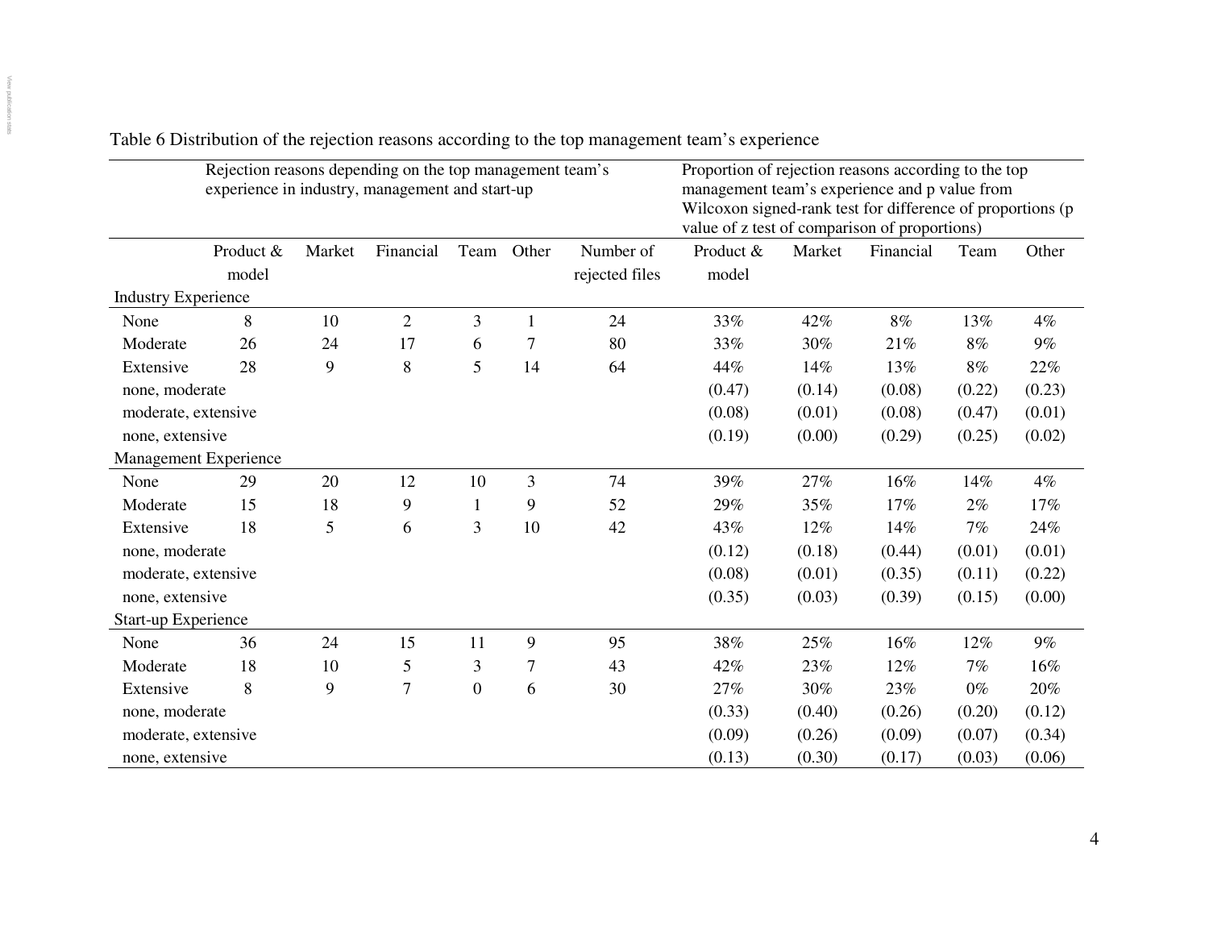Table 6 Distribution of the rejection reasons according to the top management team's experience

| | Rejection reasons depending on the top management team's experience in industry, management and start-up | | | | | | Proportion of rejection reasons according to the top management team's experience and p value from Wilcoxon signed-rank test for difference of proportions (p value of z test of comparison of proportions) | | | | |
|---|---|---|---|---|---|---|---|---|---|---|---|
| | Product & model | Market | Financial | Team | Other | Number of rejected files | Product & model | Market | Financial | Team | Other |
| **Industry Experience** | | | | | | | | | | | |
| None | 8 | 10 | 2 | 3 | 1 | 24 | 33% | 42% | 8% | 13% | 4% |
| Moderate | 26 | 24 | 17 | 6 | 7 | 80 | 33% | 30% | 21% | 8% | 9% |
| Extensive | 28 | 9 | 8 | 5 | 14 | 64 | 44% | 14% | 13% | 8% | 22% |
| none, moderate | | | | | | | (0.47) | (0.14) | (0.08) | (0.22) | (0.23) |
| moderate, extensive | | | | | | | (0.08) | (0.01) | (0.08) | (0.47) | (0.01) |
| none, extensive | | | | | | | (0.19) | (0.00) | (0.29) | (0.25) | (0.02) |
| **Management Experience** | | | | | | | | | | | |
| None | 29 | 20 | 12 | 10 | 3 | 74 | 39% | 27% | 16% | 14% | 4% |
| Moderate | 15 | 18 | 9 | 1 | 9 | 52 | 29% | 35% | 17% | 2% | 17% |
| Extensive | 18 | 5 | 6 | 3 | 10 | 42 | 43% | 12% | 14% | 7% | 24% |
| none, moderate | | | | | | | (0.12) | (0.18) | (0.44) | (0.01) | (0.01) |
| moderate, extensive | | | | | | | (0.08) | (0.01) | (0.35) | (0.11) | (0.22) |
| none, extensive | | | | | | | (0.35) | (0.03) | (0.39) | (0.15) | (0.00) |
| **Start-up Experience** | | | | | | | | | | | |
| None | 36 | 24 | 15 | 11 | 9 | 95 | 38% | 25% | 16% | 12% | 9% |
| Moderate | 18 | 10 | 5 | 3 | 7 | 43 | 42% | 23% | 12% | 7% | 16% |
| Extensive | 8 | 9 | 7 | 0 | 6 | 30 | 27% | 30% | 23% | 0% | 20% |
| none, moderate | | | | | | | (0.33) | (0.40) | (0.26) | (0.20) | (0.12) |
| moderate, extensive | | | | | | | (0.09) | (0.26) | (0.09) | (0.07) | (0.34) |
| none, extensive | | | | | | | (0.13) | (0.30) | (0.17) | (0.03) | (0.06) |